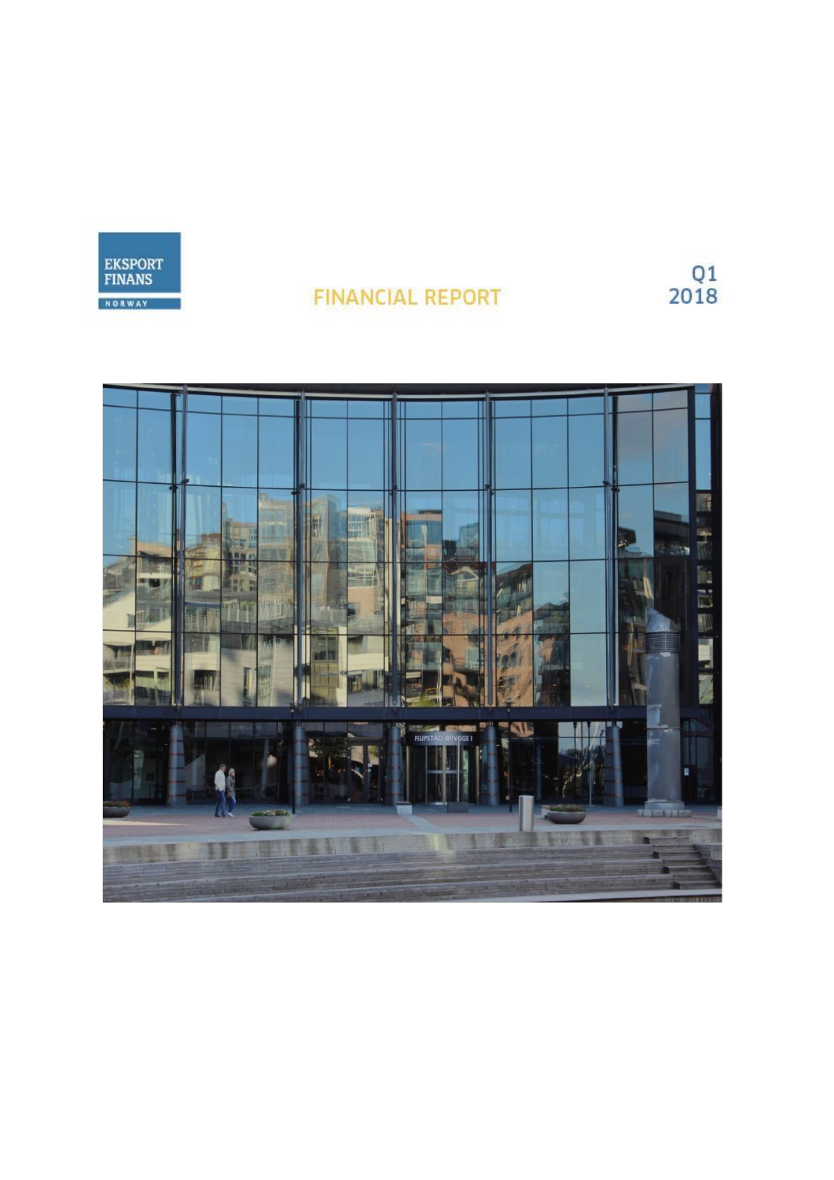EKSPORT FINANS NORWAY

# FINANCIAL REPORT

Q1 2018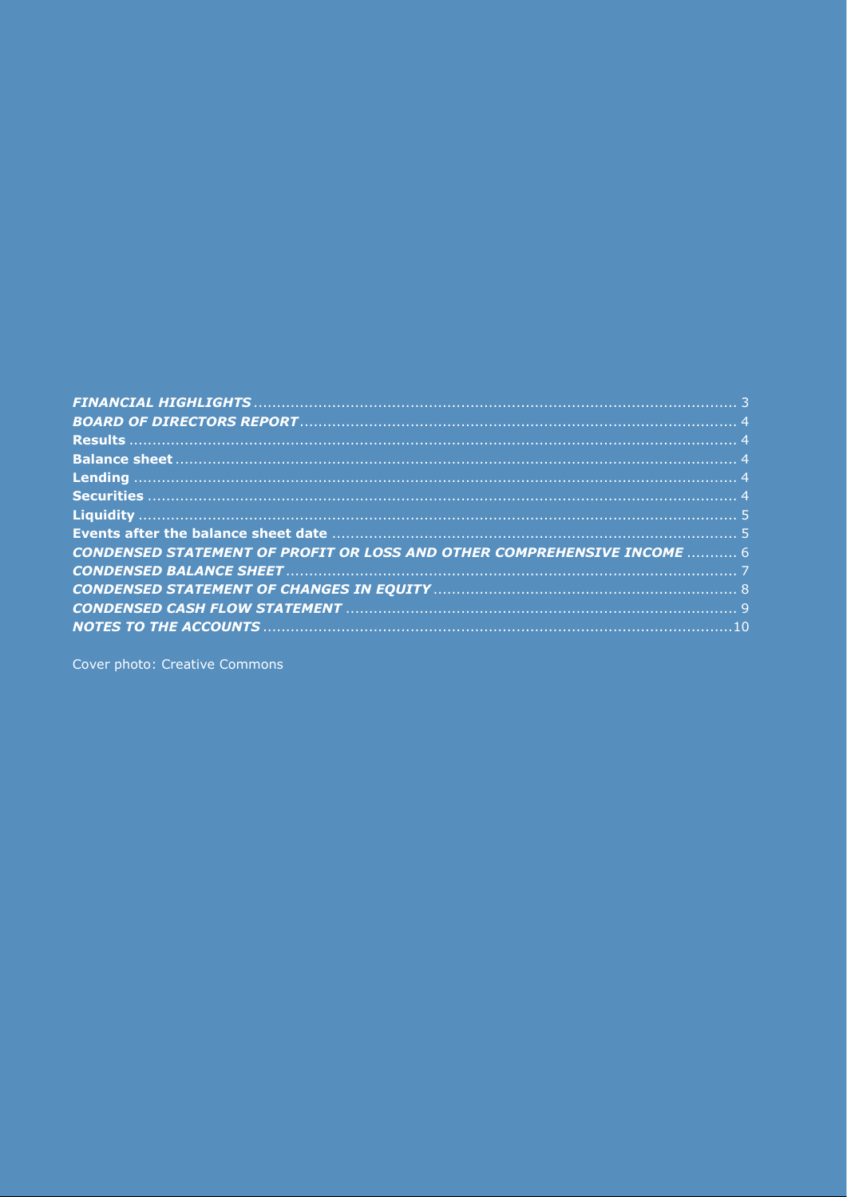***FINANCIAL HIGHLIGHTS*** ....................................................................................................... 3
***BOARD OF DIRECTORS REPORT*** ............................................................................................ 4
**Results** .................................................................................................................................. 4
**Balance sheet** ........................................................................................................................ 4
**Lending** ................................................................................................................................. 4
**Securities** .............................................................................................................................. 4
**Liquidity** ................................................................................................................................ 5
**Events after the balance sheet date** ....................................................................................... 5
***CONDENSED STATEMENT OF PROFIT OR LOSS AND OTHER COMPREHENSIVE INCOME*** ........... 6
***CONDENSED BALANCE SHEET*** ................................................................................................ 7
***CONDENSED STATEMENT OF CHANGES IN EQUITY*** ................................................................. 8
***CONDENSED CASH FLOW STATEMENT*** ................................................................................... 9
***NOTES TO THE ACCOUNTS*** .....................................................................................................10

Cover photo: Creative Commons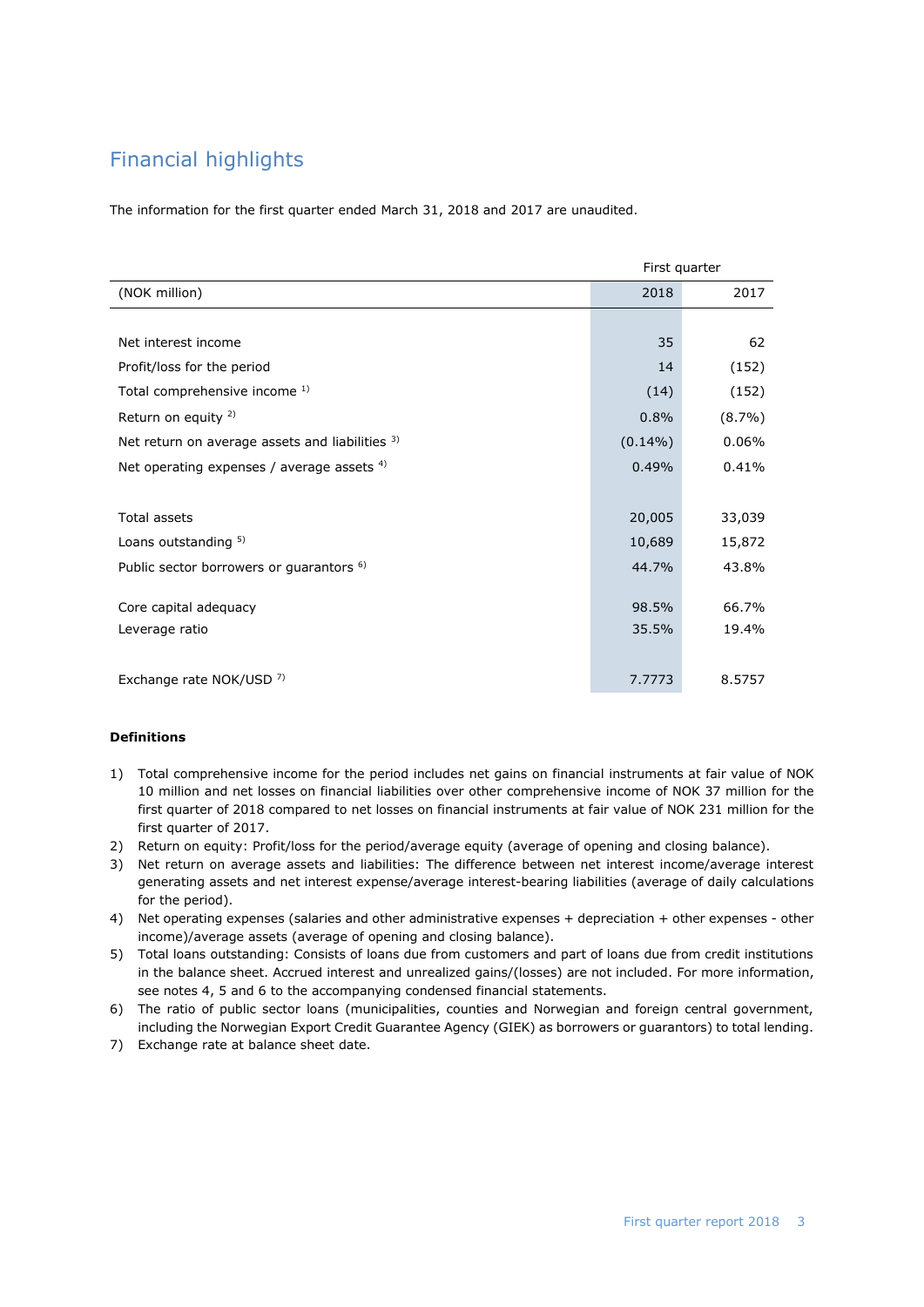# Financial highlights

The information for the first quarter ended March 31, 2018 and 2017 are unaudited.

| | First quarter | |
|---|---|---|
| (NOK million) | 2018 | 2017 |
| | | |
| Net interest income | 35 | 62 |
| Profit/loss for the period | 14 | (152) |
| Total comprehensive income [1] | (14) | (152) |
| Return on equity [2] | 0.8% | (8.7%) |
| Net return on average assets and liabilities [3] | (0.14%) | 0.06% |
| Net operating expenses / average assets [4] | 0.49% | 0.41% |
| | | |
| Total assets | 20,005 | 33,039 |
| Loans outstanding [5] | 10,689 | 15,872 |
| Public sector borrowers or guarantors [6] | 44.7% | 43.8% |
| | | |
| Core capital adequacy | 98.5% | 66.7% |
| Leverage ratio | 35.5% | 19.4% |
| | | |
| Exchange rate NOK/USD [7] | 7.7773 | 8.5757 |

**Definitions**

1) Total comprehensive income for the period includes net gains on financial instruments at fair value of NOK 10 million and net losses on financial liabilities over other comprehensive income of NOK 37 million for the first quarter of 2018 compared to net losses on financial instruments at fair value of NOK 231 million for the first quarter of 2017.
2) Return on equity: Profit/loss for the period/average equity (average of opening and closing balance).
3) Net return on average assets and liabilities: The difference between net interest income/average interest generating assets and net interest expense/average interest-bearing liabilities (average of daily calculations for the period).
4) Net operating expenses (salaries and other administrative expenses + depreciation + other expenses - other income)/average assets (average of opening and closing balance).
5) Total loans outstanding: Consists of loans due from customers and part of loans due from credit institutions in the balance sheet. Accrued interest and unrealized gains/(losses) are not included. For more information, see notes 4, 5 and 6 to the accompanying condensed financial statements.
6) The ratio of public sector loans (municipalities, counties and Norwegian and foreign central government, including the Norwegian Export Credit Guarantee Agency (GIEK) as borrowers or guarantors) to total lending.
7) Exchange rate at balance sheet date.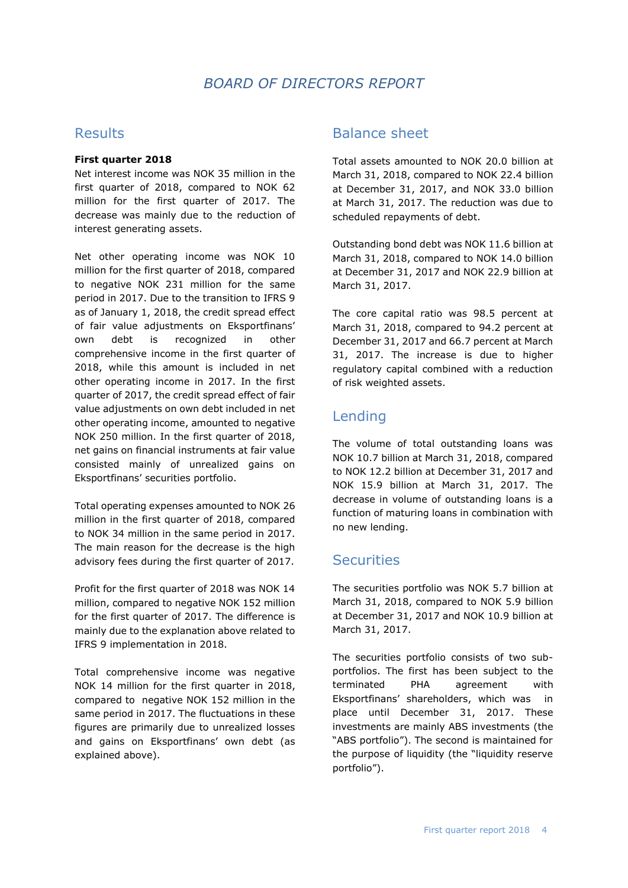# *BOARD OF DIRECTORS REPORT*

## Results

**First quarter 2018**

Net interest income was NOK 35 million in the first quarter of 2018, compared to NOK 62 million for the first quarter of 2017. The decrease was mainly due to the reduction of interest generating assets.

Net other operating income was NOK 10 million for the first quarter of 2018, compared to negative NOK 231 million for the same period in 2017. Due to the transition to IFRS 9 as of January 1, 2018, the credit spread effect of fair value adjustments on Eksportfinans' own debt is recognized in other comprehensive income in the first quarter of 2018, while this amount is included in net other operating income in 2017. In the first quarter of 2017, the credit spread effect of fair value adjustments on own debt included in net other operating income, amounted to negative NOK 250 million. In the first quarter of 2018, net gains on financial instruments at fair value consisted mainly of unrealized gains on Eksportfinans' securities portfolio.

Total operating expenses amounted to NOK 26 million in the first quarter of 2018, compared to NOK 34 million in the first quarter of 2017. The main reason for the decrease is the high advisory fees during the first quarter of 2017.

Profit for the first quarter of 2018 was NOK 14 million, compared to negative NOK 152 million for the first quarter of 2017. The difference is mainly due to the explanation above related to IFRS 9 implementation in 2018.

Total comprehensive income was negative NOK 14 million for the first quarter in 2018, compared to negative NOK 152 million in the same period in 2017. The fluctuations in these figures are primarily due to unrealized losses and gains on Eksportfinans' own debt (as explained above).

## Balance sheet

Total assets amounted to NOK 20.0 billion at March 31, 2018, compared to NOK 22.4 billion at December 31, 2017, and NOK 33.0 billion at March 31, 2017. The reduction was due to scheduled repayments of debt.

Outstanding bond debt was NOK 11.6 billion at March 31, 2018, compared to NOK 14.0 billion at December 31, 2017 and NOK 22.9 billion at March 31, 2017.

The core capital ratio was 98.5 percent at March 31, 2018, compared to 94.2 percent at December 31, 2017 and 66.7 percent at March 31, 2017. The increase is due to higher regulatory capital combined with a reduction of risk weighted assets.

## Lending

The volume of total outstanding loans was NOK 10.7 billion at March 31, 2018, compared to NOK 12.2 billion at December 31, 2017 and NOK 15.9 billion at March 31, 2017. The decrease in volume of outstanding loans is a function of maturing loans in combination with no new lending.

## Securities

The securities portfolio was NOK 5.7 billion at March 31, 2018, compared to NOK 5.9 billion at December 31, 2017 and NOK 10.9 billion at March 31, 2017.

The securities portfolio consists of two sub-portfolios. The first has been subject to the terminated PHA agreement with Eksportfinans' shareholders, which was in place until December 31, 2017. These investments are mainly ABS investments (the "ABS portfolio"). The second is maintained for the purpose of liquidity (the "liquidity reserve portfolio").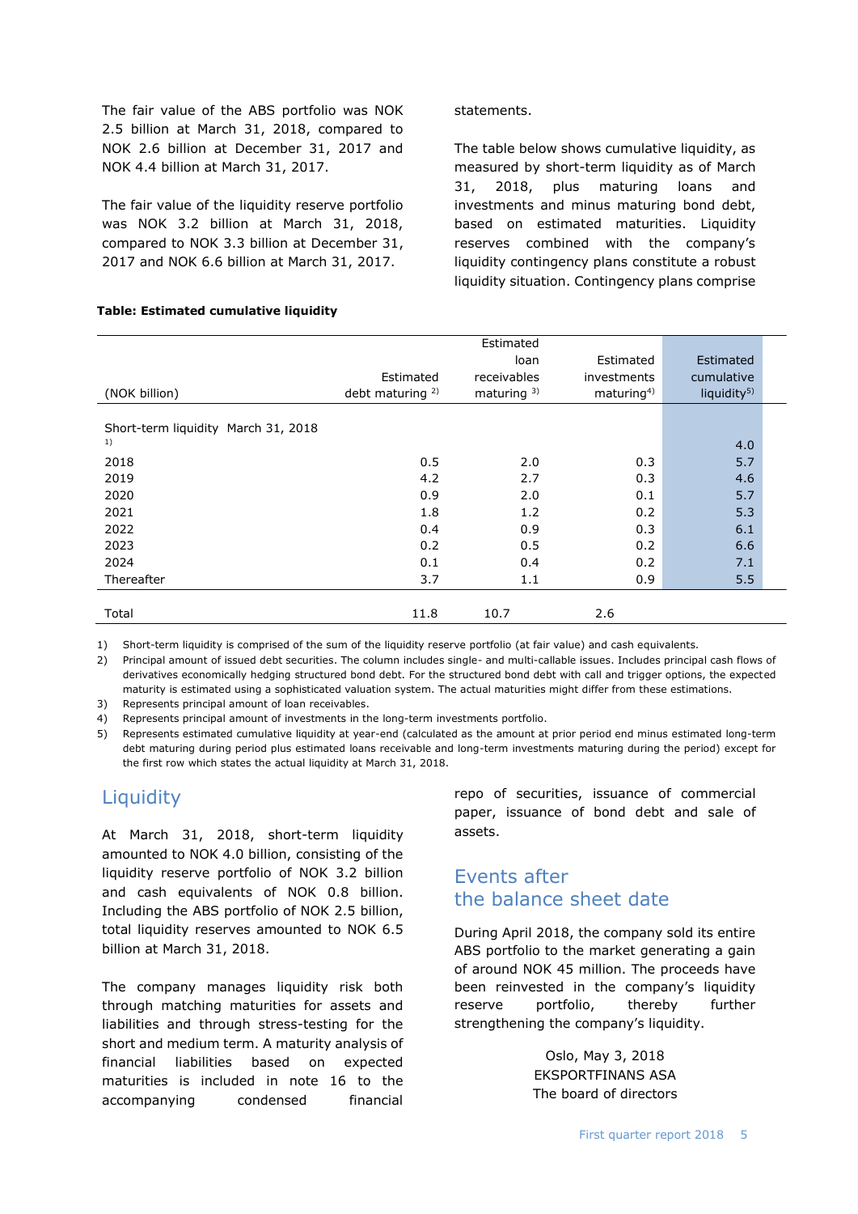The fair value of the ABS portfolio was NOK 2.5 billion at March 31, 2018, compared to NOK 2.6 billion at December 31, 2017 and NOK 4.4 billion at March 31, 2017.

The fair value of the liquidity reserve portfolio was NOK 3.2 billion at March 31, 2018, compared to NOK 3.3 billion at December 31, 2017 and NOK 6.6 billion at March 31, 2017.

The company manages liquidity risk both through matching maturities for assets and liabilities and through stress-testing for the short and medium term. A maturity analysis of financial liabilities based on expected maturities is included in note 16 to the accompanying condensed financial statements.

The table below shows cumulative liquidity, as measured by short-term liquidity as of March 31, 2018, plus maturing loans and investments and minus maturing bond debt, based on estimated maturities. Liquidity reserves combined with the company's liquidity contingency plans constitute a robust liquidity situation. Contingency plans comprise repo of securities, issuance of commercial paper, issuance of bond debt and sale of assets.

**Table: Estimated cumulative liquidity**

| (NOK billion) | Estimated debt maturing [2] | Estimated loan receivables maturing [3] | Estimated investments maturing[4] | Estimated cumulative liquidity[5] |
|---|---|---|---|---|
| Short-term liquidity March 31, 2018 [1] | | | | 4.0 |
| 2018 | 0.5 | 2.0 | 0.3 | 5.7 |
| 2019 | 4.2 | 2.7 | 0.3 | 4.6 |
| 2020 | 0.9 | 2.0 | 0.1 | 5.7 |
| 2021 | 1.8 | 1.2 | 0.2 | 5.3 |
| 2022 | 0.4 | 0.9 | 0.3 | 6.1 |
| 2023 | 0.2 | 0.5 | 0.2 | 6.6 |
| 2024 | 0.1 | 0.4 | 0.2 | 7.1 |
| Thereafter | 3.7 | 1.1 | 0.9 | 5.5 |
| Total | 11.8 | 10.7 | 2.6 | |

1) Short-term liquidity is comprised of the sum of the liquidity reserve portfolio (at fair value) and cash equivalents.
2) Principal amount of issued debt securities. The column includes single- and multi-callable issues. Includes principal cash flows of derivatives economically hedging structured bond debt. For the structured bond debt with call and trigger options, the expected maturity is estimated using a sophisticated valuation system. The actual maturities might differ from these estimations.
3) Represents principal amount of loan receivables.
4) Represents principal amount of investments in the long-term investments portfolio.
5) Represents estimated cumulative liquidity at year-end (calculated as the amount at prior period end minus estimated long-term debt maturing during period plus estimated loans receivable and long-term investments maturing during the period) except for the first row which states the actual liquidity at March 31, 2018.

## Liquidity

At March 31, 2018, short-term liquidity amounted to NOK 4.0 billion, consisting of the liquidity reserve portfolio of NOK 3.2 billion and cash equivalents of NOK 0.8 billion. Including the ABS portfolio of NOK 2.5 billion, total liquidity reserves amounted to NOK 6.5 billion at March 31, 2018.

## Events after the balance sheet date

During April 2018, the company sold its entire ABS portfolio to the market generating a gain of around NOK 45 million. The proceeds have been reinvested in the company's liquidity reserve portfolio, thereby further strengthening the company's liquidity.

Oslo, May 3, 2018
EKSPORTFINANS ASA
The board of directors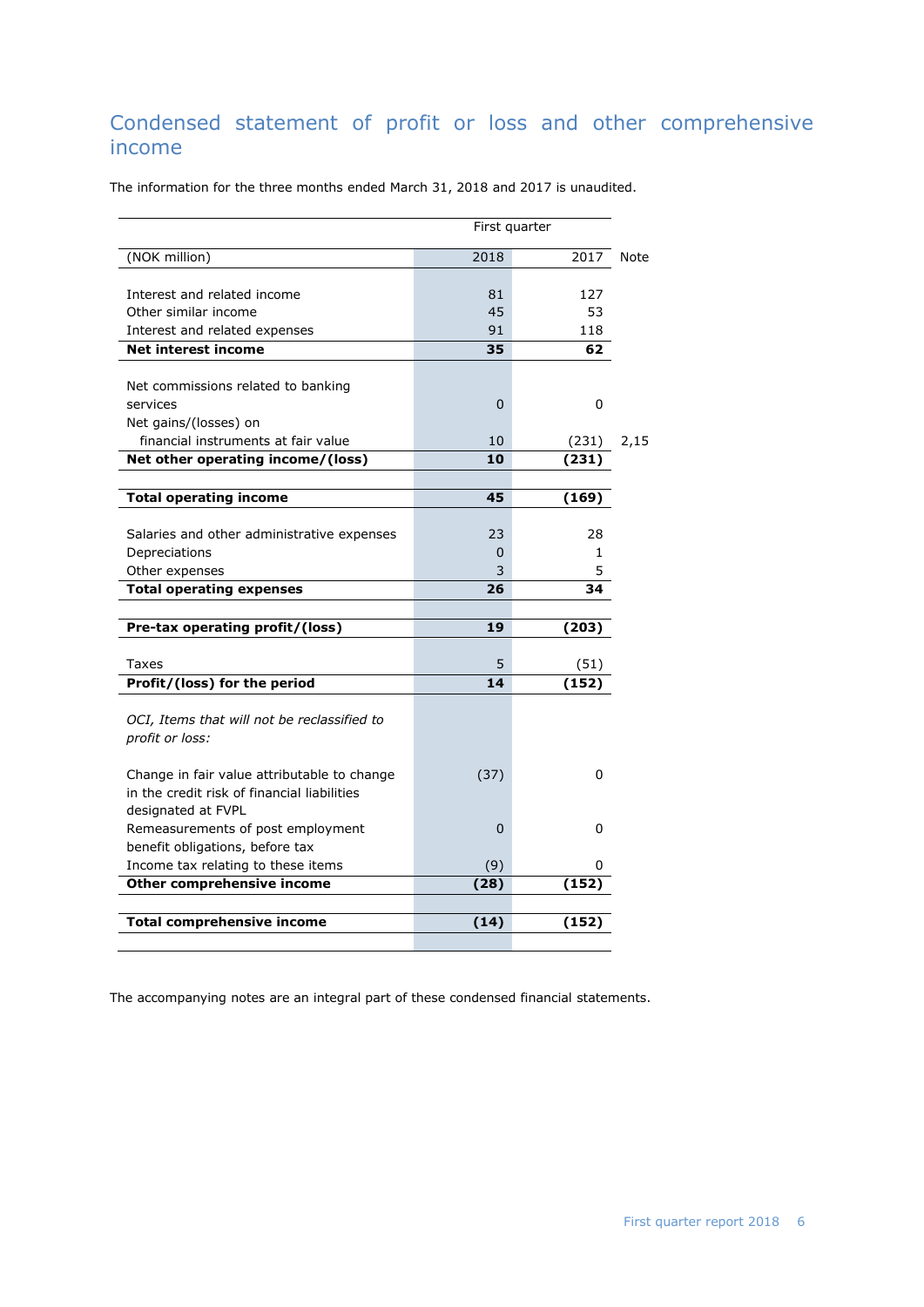## Condensed statement of profit or loss and other comprehensive income

The information for the three months ended March 31, 2018 and 2017 is unaudited.

| | First quarter | | |
|---|---|---|---|
| (NOK million) | 2018 | 2017 | Note |
| Interest and related income | 81 | 127 | |
| Other similar income | 45 | 53 | |
| Interest and related expenses | 91 | 118 | |
| **Net interest income** | **35** | **62** | |
| Net commissions related to banking services | 0 | 0 | |
| Net gains/(losses) on financial instruments at fair value | 10 | (231) | 2,15 |
| **Net other operating income/(loss)** | **10** | **(231)** | |
| **Total operating income** | **45** | **(169)** | |
| Salaries and other administrative expenses | 23 | 28 | |
| Depreciations | 0 | 1 | |
| Other expenses | 3 | 5 | |
| **Total operating expenses** | **26** | **34** | |
| **Pre-tax operating profit/(loss)** | **19** | **(203)** | |
| Taxes | 5 | (51) | |
| **Profit/(loss) for the period** | **14** | **(152)** | |
| *OCI, Items that will not be reclassified to profit or loss:* | | | |
| Change in fair value attributable to change in the credit risk of financial liabilities designated at FVPL | (37) | 0 | |
| Remeasurements of post employment benefit obligations, before tax | 0 | 0 | |
| Income tax relating to these items | (9) | 0 | |
| **Other comprehensive income** | **(28)** | **(152)** | |
| **Total comprehensive income** | **(14)** | **(152)** | |

The accompanying notes are an integral part of these condensed financial statements.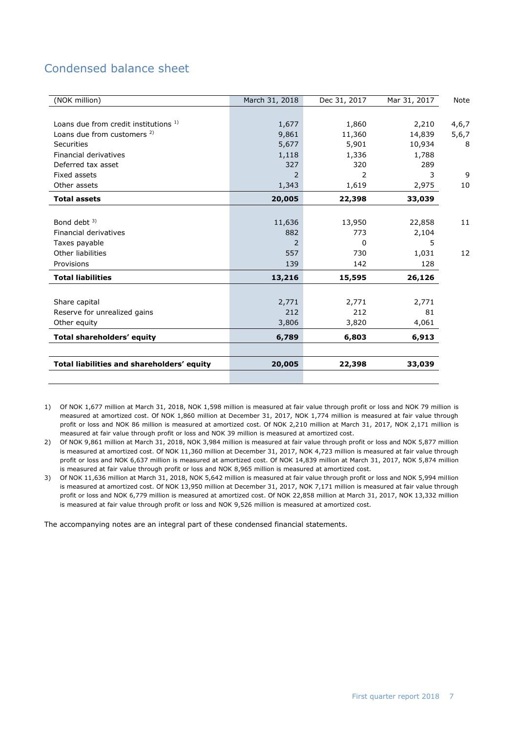## Condensed balance sheet

| (NOK million) | March 31, 2018 | Dec 31, 2017 | Mar 31, 2017 | Note |
|---|---|---|---|---|
| Loans due from credit institutions [1] | 1,677 | 1,860 | 2,210 | 4,6,7 |
| Loans due from customers [2] | 9,861 | 11,360 | 14,839 | 5,6,7 |
| Securities | 5,677 | 5,901 | 10,934 | 8 |
| Financial derivatives | 1,118 | 1,336 | 1,788 | |
| Deferred tax asset | 327 | 320 | 289 | |
| Fixed assets | 2 | 2 | 3 | 9 |
| Other assets | 1,343 | 1,619 | 2,975 | 10 |
| **Total assets** | **20,005** | **22,398** | **33,039** | |
| Bond debt [3] | 11,636 | 13,950 | 22,858 | 11 |
| Financial derivatives | 882 | 773 | 2,104 | |
| Taxes payable | 2 | 0 | 5 | |
| Other liabilities | 557 | 730 | 1,031 | 12 |
| Provisions | 139 | 142 | 128 | |
| **Total liabilities** | **13,216** | **15,595** | **26,126** | |
| Share capital | 2,771 | 2,771 | 2,771 | |
| Reserve for unrealized gains | 212 | 212 | 81 | |
| Other equity | 3,806 | 3,820 | 4,061 | |
| **Total shareholders' equity** | **6,789** | **6,803** | **6,913** | |
| **Total liabilities and shareholders' equity** | **20,005** | **22,398** | **33,039** | |

1) Of NOK 1,677 million at March 31, 2018, NOK 1,598 million is measured at fair value through profit or loss and NOK 79 million is measured at amortized cost. Of NOK 1,860 million at December 31, 2017, NOK 1,774 million is measured at fair value through profit or loss and NOK 86 million is measured at amortized cost. Of NOK 2,210 million at March 31, 2017, NOK 2,171 million is measured at fair value through profit or loss and NOK 39 million is measured at amortized cost.

2) Of NOK 9,861 million at March 31, 2018, NOK 3,984 million is measured at fair value through profit or loss and NOK 5,877 million is measured at amortized cost. Of NOK 11,360 million at December 31, 2017, NOK 4,723 million is measured at fair value through profit or loss and NOK 6,637 million is measured at amortized cost. Of NOK 14,839 million at March 31, 2017, NOK 5,874 million is measured at fair value through profit or loss and NOK 8,965 million is measured at amortized cost.

3) Of NOK 11,636 million at March 31, 2018, NOK 5,642 million is measured at fair value through profit or loss and NOK 5,994 million is measured at amortized cost. Of NOK 13,950 million at December 31, 2017, NOK 7,171 million is measured at fair value through profit or loss and NOK 6,779 million is measured at amortized cost. Of NOK 22,858 million at March 31, 2017, NOK 13,332 million is measured at fair value through profit or loss and NOK 9,526 million is measured at amortized cost.

The accompanying notes are an integral part of these condensed financial statements.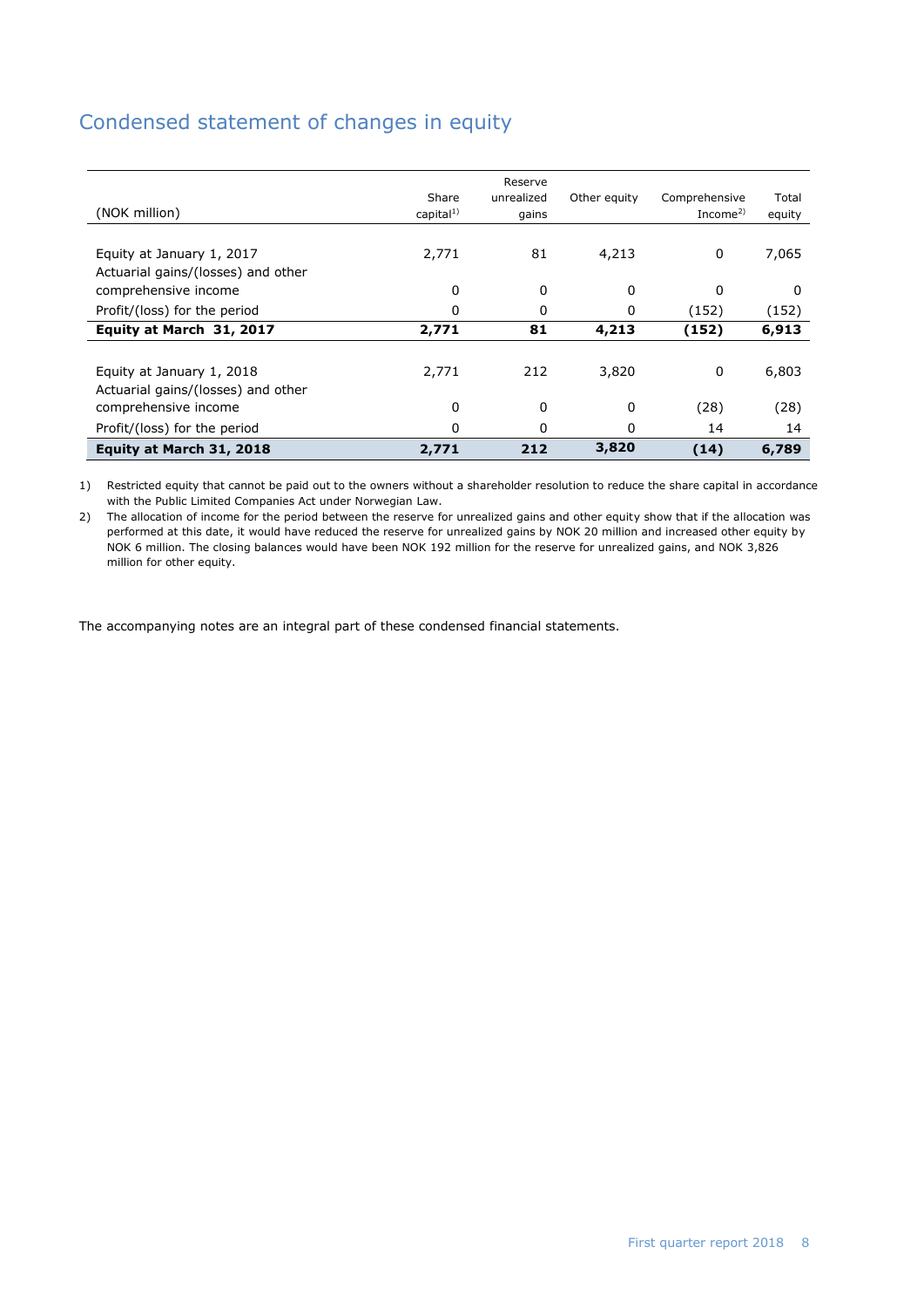## Condensed statement of changes in equity

| (NOK million) | Share capital[1)] | Reserve unrealized gains | Other equity | Comprehensive Income[2)] | Total equity |
|---|---|---|---|---|---|
| Equity at January 1, 2017 | 2,771 | 81 | 4,213 | 0 | 7,065 |
| Actuarial gains/(losses) and other comprehensive income | 0 | 0 | 0 | 0 | 0 |
| Profit/(loss) for the period | 0 | 0 | 0 | (152) | (152) |
| **Equity at March 31, 2017** | **2,771** | **81** | **4,213** | **(152)** | **6,913** |
| Equity at January 1, 2018 | 2,771 | 212 | 3,820 | 0 | 6,803 |
| Actuarial gains/(losses) and other comprehensive income | 0 | 0 | 0 | (28) | (28) |
| Profit/(loss) for the period | 0 | 0 | 0 | 14 | 14 |
| **Equity at March 31, 2018** | **2,771** | **212** | **3,820** | **(14)** | **6,789** |

1) Restricted equity that cannot be paid out to the owners without a shareholder resolution to reduce the share capital in accordance with the Public Limited Companies Act under Norwegian Law.

2) The allocation of income for the period between the reserve for unrealized gains and other equity show that if the allocation was performed at this date, it would have reduced the reserve for unrealized gains by NOK 20 million and increased other equity by NOK 6 million. The closing balances would have been NOK 192 million for the reserve for unrealized gains, and NOK 3,826 million for other equity.

The accompanying notes are an integral part of these condensed financial statements.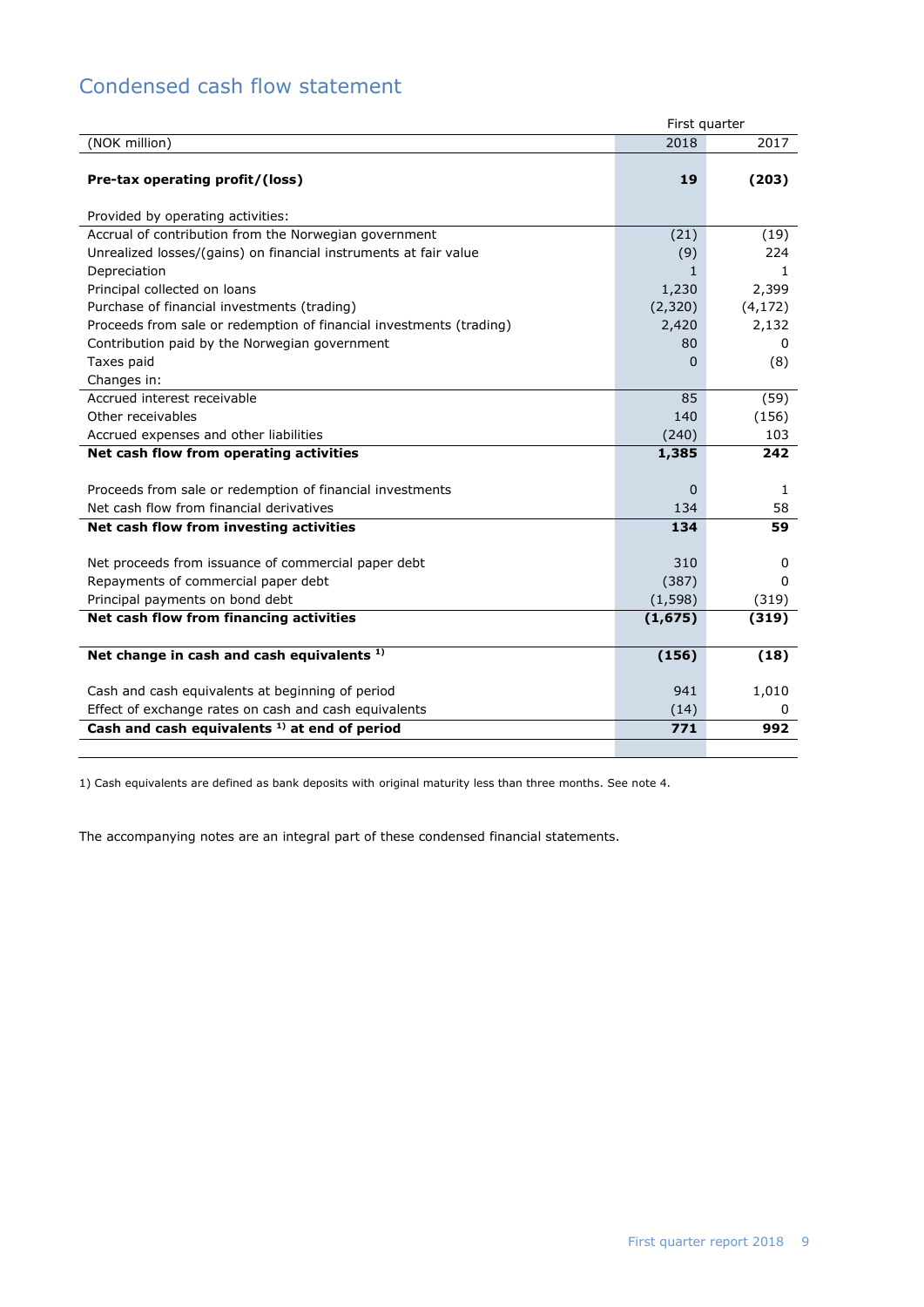# Condensed cash flow statement

| (NOK million) | First quarter 2018 | 2017 |
|---|---|---|
| **Pre-tax operating profit/(loss)** | **19** | **(203)** |
| Provided by operating activities: | | |
| Accrual of contribution from the Norwegian government | (21) | (19) |
| Unrealized losses/(gains) on financial instruments at fair value | (9) | 224 |
| Depreciation | 1 | 1 |
| Principal collected on loans | 1,230 | 2,399 |
| Purchase of financial investments (trading) | (2,320) | (4,172) |
| Proceeds from sale or redemption of financial investments (trading) | 2,420 | 2,132 |
| Contribution paid by the Norwegian government | 80 | 0 |
| Taxes paid | 0 | (8) |
| Changes in: | | |
| Accrued interest receivable | 85 | (59) |
| Other receivables | 140 | (156) |
| Accrued expenses and other liabilities | (240) | 103 |
| **Net cash flow from operating activities** | **1,385** | **242** |
| Proceeds from sale or redemption of financial investments | 0 | 1 |
| Net cash flow from financial derivatives | 134 | 58 |
| **Net cash flow from investing activities** | **134** | **59** |
| Net proceeds from issuance of commercial paper debt | 310 | 0 |
| Repayments of commercial paper debt | (387) | 0 |
| Principal payments on bond debt | (1,598) | (319) |
| **Net cash flow from financing activities** | **(1,675)** | **(319)** |
| **Net change in cash and cash equivalents [1)]** | **(156)** | **(18)** |
| Cash and cash equivalents at beginning of period | 941 | 1,010 |
| Effect of exchange rates on cash and cash equivalents | (14) | 0 |
| **Cash and cash equivalents [1)] at end of period** | **771** | **992** |

1) Cash equivalents are defined as bank deposits with original maturity less than three months. See note 4.

The accompanying notes are an integral part of these condensed financial statements.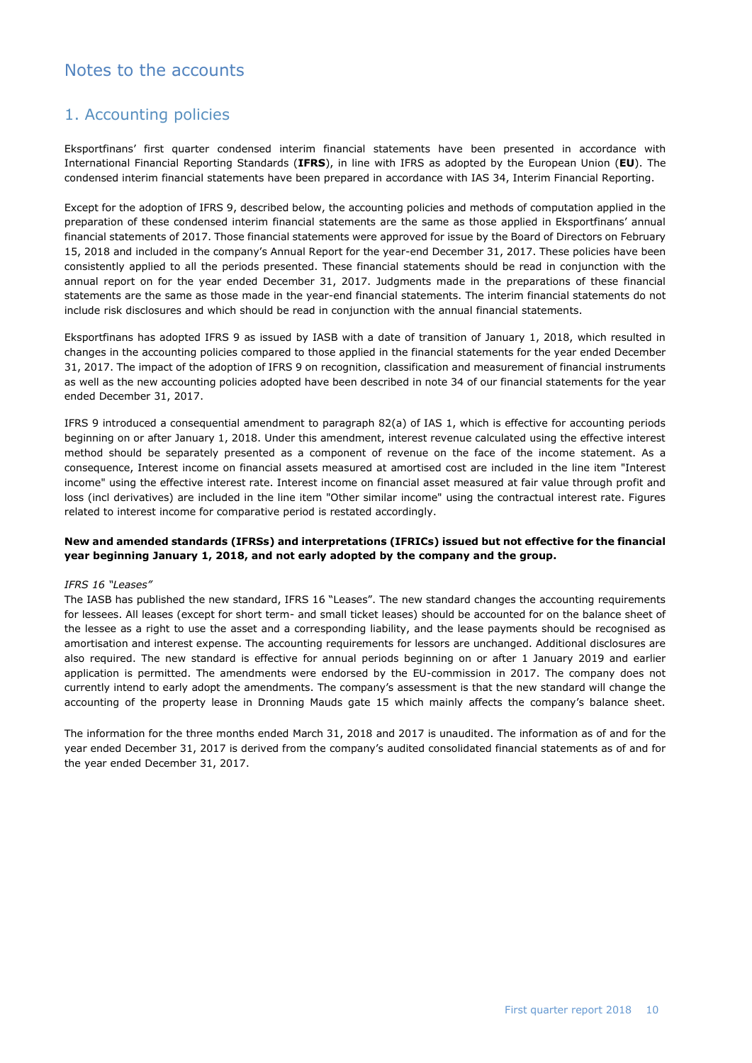# Notes to the accounts

## 1. Accounting policies

Eksportfinans' first quarter condensed interim financial statements have been presented in accordance with International Financial Reporting Standards (**IFRS**), in line with IFRS as adopted by the European Union (**EU**). The condensed interim financial statements have been prepared in accordance with IAS 34, Interim Financial Reporting.

Except for the adoption of IFRS 9, described below, the accounting policies and methods of computation applied in the preparation of these condensed interim financial statements are the same as those applied in Eksportfinans' annual financial statements of 2017. Those financial statements were approved for issue by the Board of Directors on February 15, 2018 and included in the company's Annual Report for the year-end December 31, 2017. These policies have been consistently applied to all the periods presented. These financial statements should be read in conjunction with the annual report on for the year ended December 31, 2017. Judgments made in the preparations of these financial statements are the same as those made in the year-end financial statements. The interim financial statements do not include risk disclosures and which should be read in conjunction with the annual financial statements.

Eksportfinans has adopted IFRS 9 as issued by IASB with a date of transition of January 1, 2018, which resulted in changes in the accounting policies compared to those applied in the financial statements for the year ended December 31, 2017. The impact of the adoption of IFRS 9 on recognition, classification and measurement of financial instruments as well as the new accounting policies adopted have been described in note 34 of our financial statements for the year ended December 31, 2017.

IFRS 9 introduced a consequential amendment to paragraph 82(a) of IAS 1, which is effective for accounting periods beginning on or after January 1, 2018. Under this amendment, interest revenue calculated using the effective interest method should be separately presented as a component of revenue on the face of the income statement. As a consequence, Interest income on financial assets measured at amortised cost are included in the line item "Interest income" using the effective interest rate. Interest income on financial asset measured at fair value through profit and loss (incl derivatives) are included in the line item "Other similar income" using the contractual interest rate. Figures related to interest income for comparative period is restated accordingly.

**New and amended standards (IFRSs) and interpretations (IFRICs) issued but not effective for the financial year beginning January 1, 2018, and not early adopted by the company and the group.**

*IFRS 16 "Leases"*

The IASB has published the new standard, IFRS 16 "Leases". The new standard changes the accounting requirements for lessees. All leases (except for short term- and small ticket leases) should be accounted for on the balance sheet of the lessee as a right to use the asset and a corresponding liability, and the lease payments should be recognised as amortisation and interest expense. The accounting requirements for lessors are unchanged. Additional disclosures are also required. The new standard is effective for annual periods beginning on or after 1 January 2019 and earlier application is permitted. The amendments were endorsed by the EU-commission in 2017. The company does not currently intend to early adopt the amendments. The company's assessment is that the new standard will change the accounting of the property lease in Dronning Mauds gate 15 which mainly affects the company's balance sheet.

The information for the three months ended March 31, 2018 and 2017 is unaudited. The information as of and for the year ended December 31, 2017 is derived from the company's audited consolidated financial statements as of and for the year ended December 31, 2017.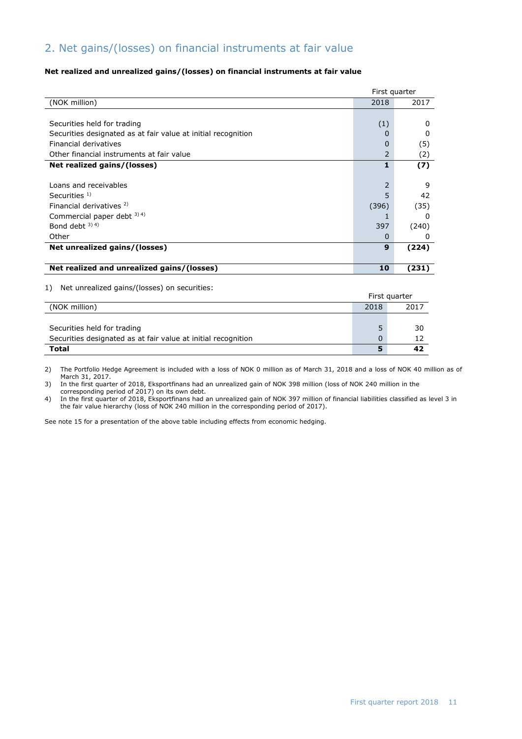## 2. Net gains/(losses) on financial instruments at fair value

**Net realized and unrealized gains/(losses) on financial instruments at fair value**

| | First quarter | |
|---|---|---|
| (NOK million) | 2018 | 2017 |
| | | |
| Securities held for trading | (1) | 0 |
| Securities designated as at fair value at initial recognition | 0 | 0 |
| Financial derivatives | 0 | (5) |
| Other financial instruments at fair value | 2 | (2) |
| **Net realized gains/(losses)** | **1** | **(7)** |
| | | |
| Loans and receivables | 2 | 9 |
| Securities [1] | 5 | 42 |
| Financial derivatives [2] | (396) | (35) |
| Commercial paper debt [3] [4] | 1 | 0 |
| Bond debt [3] [4] | 397 | (240) |
| Other | 0 | 0 |
| **Net unrealized gains/(losses)** | **9** | **(224)** |
| | | |
| **Net realized and unrealized gains/(losses)** | **10** | **(231)** |

1) Net unrealized gains/(losses) on securities:

| | First quarter | |
|---|---|---|
| (NOK million) | 2018 | 2017 |
| | | |
| Securities held for trading | 5 | 30 |
| Securities designated as at fair value at initial recognition | 0 | 12 |
| **Total** | **5** | **42** |

2) The Portfolio Hedge Agreement is included with a loss of NOK 0 million as of March 31, 2018 and a loss of NOK 40 million as of March 31, 2017.

3) In the first quarter of 2018, Eksportfinans had an unrealized gain of NOK 398 million (loss of NOK 240 million in the corresponding period of 2017) on its own debt.

4) In the first quarter of 2018, Eksportfinans had an unrealized gain of NOK 397 million of financial liabilities classified as level 3 in the fair value hierarchy (loss of NOK 240 million in the corresponding period of 2017).

See note 15 for a presentation of the above table including effects from economic hedging.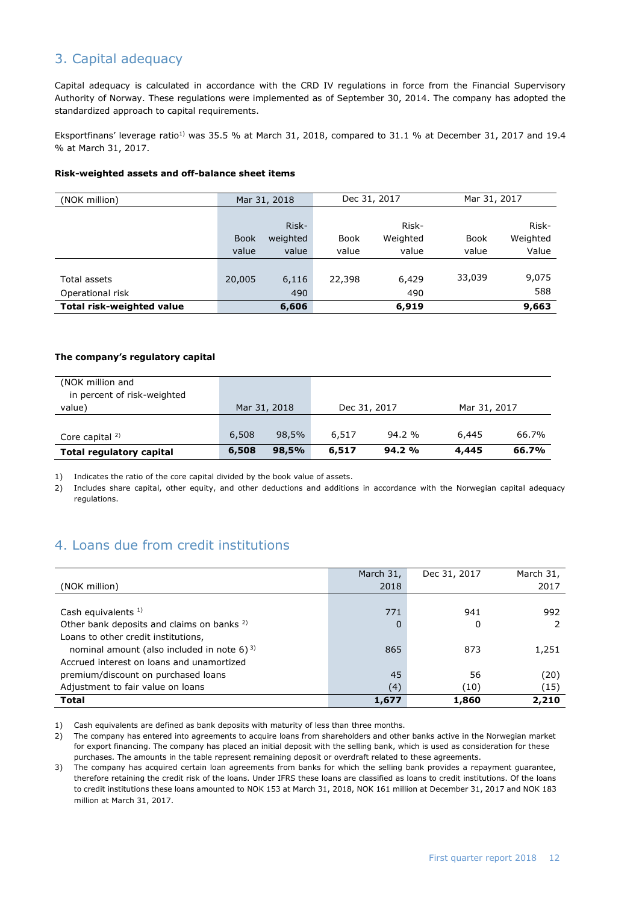## 3. Capital adequacy

Capital adequacy is calculated in accordance with the CRD IV regulations in force from the Financial Supervisory Authority of Norway. These regulations were implemented as of September 30, 2014. The company has adopted the standardized approach to capital requirements.

Eksportfinans' leverage ratio[1] was 35.5 % at March 31, 2018, compared to 31.1 % at December 31, 2017 and 19.4 % at March 31, 2017.

**Risk-weighted assets and off-balance sheet items**

| (NOK million) | Mar 31, 2018 | | Dec 31, 2017 | | Mar 31, 2017 | |
|---|---|---|---|---|---|---|
| | Book value | Risk-weighted value | Book value | Risk-Weighted value | Book value | Risk-Weighted Value |
| Total assets | 20,005 | 6,116 | 22,398 | 6,429 | 33,039 | 9,075 |
| Operational risk | | 490 | | 490 | | 588 |
| **Total risk-weighted value** | | **6,606** | | **6,919** | | **9,663** |

**The company's regulatory capital**

| (NOK million and in percent of risk-weighted value) | Mar 31, 2018 | | Dec 31, 2017 | | Mar 31, 2017 | |
|---|---|---|---|---|---|---|
| Core capital [2] | 6,508 | 98,5% | 6,517 | 94.2 % | 6,445 | 66.7% |
| **Total regulatory capital** | **6,508** | **98,5%** | **6,517** | **94.2 %** | **4,445** | **66.7%** |

1) Indicates the ratio of the core capital divided by the book value of assets.
2) Includes share capital, other equity, and other deductions and additions in accordance with the Norwegian capital adequacy regulations.

## 4. Loans due from credit institutions

| (NOK million) | March 31, 2018 | Dec 31, 2017 | March 31, 2017 |
|---|---|---|---|
| Cash equivalents [1] | 771 | 941 | 992 |
| Other bank deposits and claims on banks [2] | 0 | 0 | 2 |
| Loans to other credit institutions, nominal amount (also included in note 6) [3] | 865 | 873 | 1,251 |
| Accrued interest on loans and unamortized premium/discount on purchased loans | 45 | 56 | (20) |
| Adjustment to fair value on loans | (4) | (10) | (15) |
| **Total** | **1,677** | **1,860** | **2,210** |

1) Cash equivalents are defined as bank deposits with maturity of less than three months.
2) The company has entered into agreements to acquire loans from shareholders and other banks active in the Norwegian market for export financing. The company has placed an initial deposit with the selling bank, which is used as consideration for these purchases. The amounts in the table represent remaining deposit or overdraft related to these agreements.
3) The company has acquired certain loan agreements from banks for which the selling bank provides a repayment guarantee, therefore retaining the credit risk of the loans. Under IFRS these loans are classified as loans to credit institutions. Of the loans to credit institutions these loans amounted to NOK 153 at March 31, 2018, NOK 161 million at December 31, 2017 and NOK 183 million at March 31, 2017.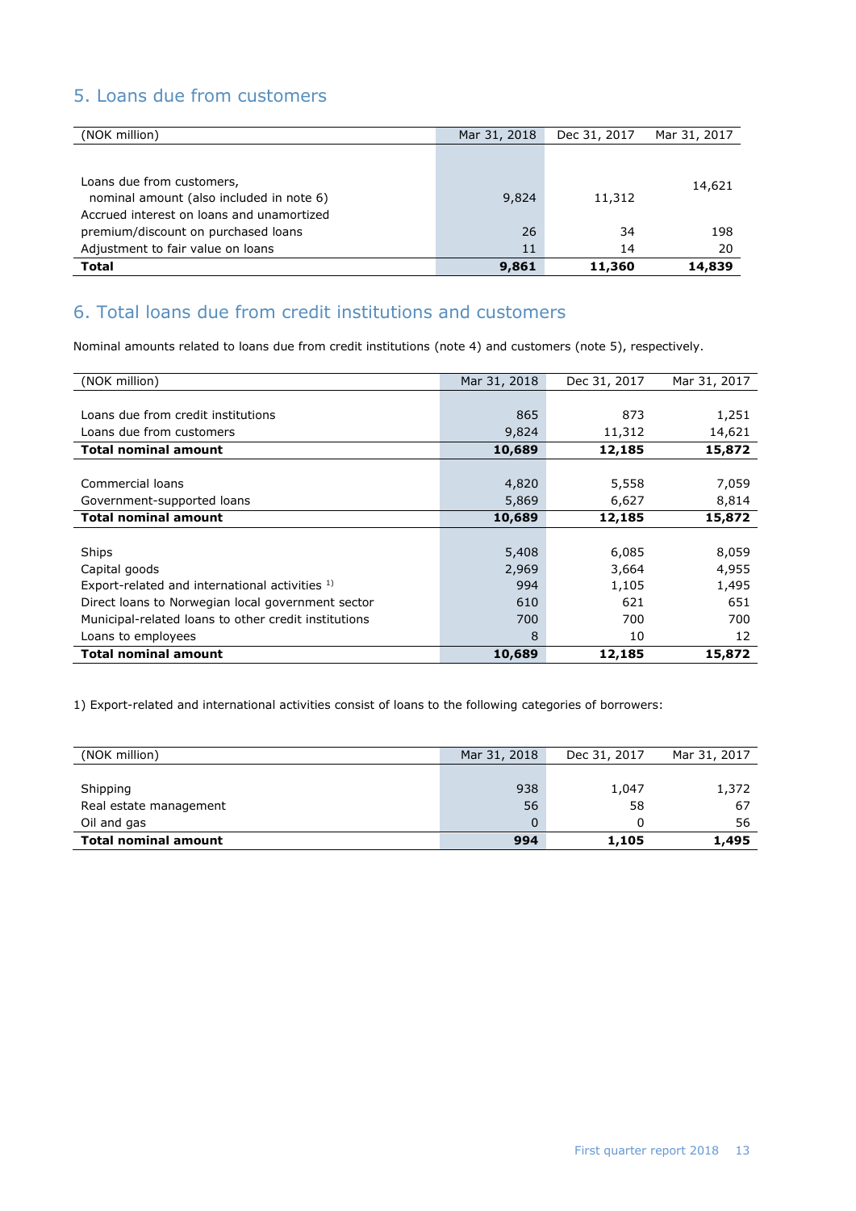## 5. Loans due from customers

| (NOK million) | Mar 31, 2018 | Dec 31, 2017 | Mar 31, 2017 |
|---|---|---|---|
| Loans due from customers, nominal amount (also included in note 6) | 9,824 | 11,312 | 14,621 |
| Accrued interest on loans and unamortized premium/discount on purchased loans | 26 | 34 | 198 |
| Adjustment to fair value on loans | 11 | 14 | 20 |
| **Total** | **9,861** | **11,360** | **14,839** |

## 6. Total loans due from credit institutions and customers

Nominal amounts related to loans due from credit institutions (note 4) and customers (note 5), respectively.

| (NOK million) | Mar 31, 2018 | Dec 31, 2017 | Mar 31, 2017 |
|---|---|---|---|
| Loans due from credit institutions | 865 | 873 | 1,251 |
| Loans due from customers | 9,824 | 11,312 | 14,621 |
| **Total nominal amount** | **10,689** | **12,185** | **15,872** |
| | | | |
| Commercial loans | 4,820 | 5,558 | 7,059 |
| Government-supported loans | 5,869 | 6,627 | 8,814 |
| **Total nominal amount** | **10,689** | **12,185** | **15,872** |
| | | | |
| Ships | 5,408 | 6,085 | 8,059 |
| Capital goods | 2,969 | 3,664 | 4,955 |
| Export-related and international activities [1] | 994 | 1,105 | 1,495 |
| Direct loans to Norwegian local government sector | 610 | 621 | 651 |
| Municipal-related loans to other credit institutions | 700 | 700 | 700 |
| Loans to employees | 8 | 10 | 12 |
| **Total nominal amount** | **10,689** | **12,185** | **15,872** |

1) Export-related and international activities consist of loans to the following categories of borrowers:

| (NOK million) | Mar 31, 2018 | Dec 31, 2017 | Mar 31, 2017 |
|---|---|---|---|
| Shipping | 938 | 1,047 | 1,372 |
| Real estate management | 56 | 58 | 67 |
| Oil and gas | 0 | 0 | 56 |
| **Total nominal amount** | **994** | **1,105** | **1,495** |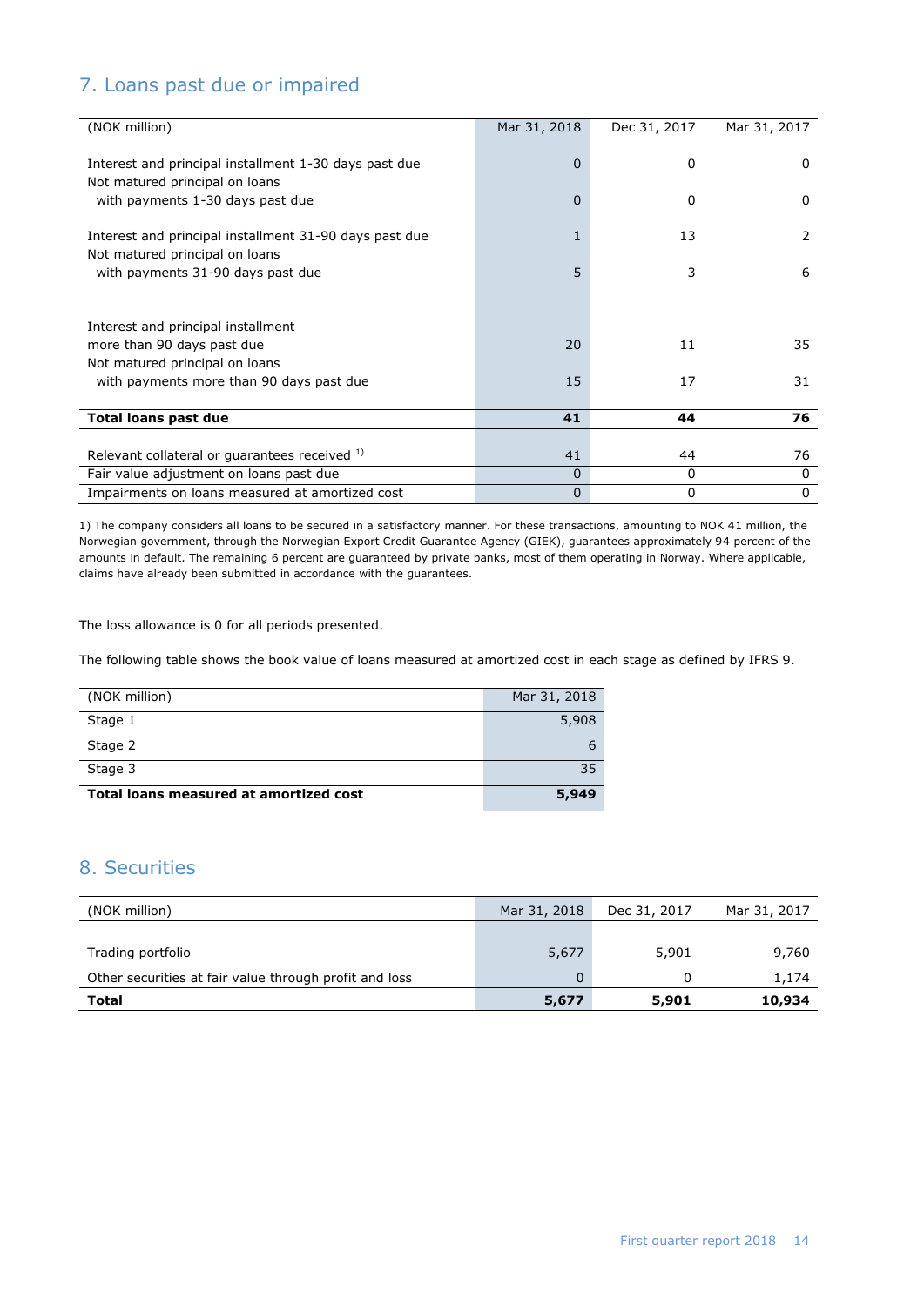## 7. Loans past due or impaired

| (NOK million) | Mar 31, 2018 | Dec 31, 2017 | Mar 31, 2017 |
|---|---|---|---|
| Interest and principal installment 1-30 days past due | 0 | 0 | 0 |
| Not matured principal on loans with payments 1-30 days past due | 0 | 0 | 0 |
| Interest and principal installment 31-90 days past due | 1 | 13 | 2 |
| Not matured principal on loans with payments 31-90 days past due | 5 | 3 | 6 |
| Interest and principal installment more than 90 days past due | 20 | 11 | 35 |
| Not matured principal on loans with payments more than 90 days past due | 15 | 17 | 31 |
| **Total loans past due** | **41** | **44** | **76** |
| Relevant collateral or guarantees received [1] | 41 | 44 | 76 |
| Fair value adjustment on loans past due | 0 | 0 | 0 |
| Impairments on loans measured at amortized cost | 0 | 0 | 0 |

1) The company considers all loans to be secured in a satisfactory manner. For these transactions, amounting to NOK 41 million, the Norwegian government, through the Norwegian Export Credit Guarantee Agency (GIEK), guarantees approximately 94 percent of the amounts in default. The remaining 6 percent are guaranteed by private banks, most of them operating in Norway. Where applicable, claims have already been submitted in accordance with the guarantees.

The loss allowance is 0 for all periods presented.

The following table shows the book value of loans measured at amortized cost in each stage as defined by IFRS 9.

| (NOK million) | Mar 31, 2018 |
|---|---|
| Stage 1 | 5,908 |
| Stage 2 | 6 |
| Stage 3 | 35 |
| **Total loans measured at amortized cost** | **5,949** |

## 8. Securities

| (NOK million) | Mar 31, 2018 | Dec 31, 2017 | Mar 31, 2017 |
|---|---|---|---|
| Trading portfolio | 5,677 | 5,901 | 9,760 |
| Other securities at fair value through profit and loss | 0 | 0 | 1,174 |
| **Total** | **5,677** | **5,901** | **10,934** |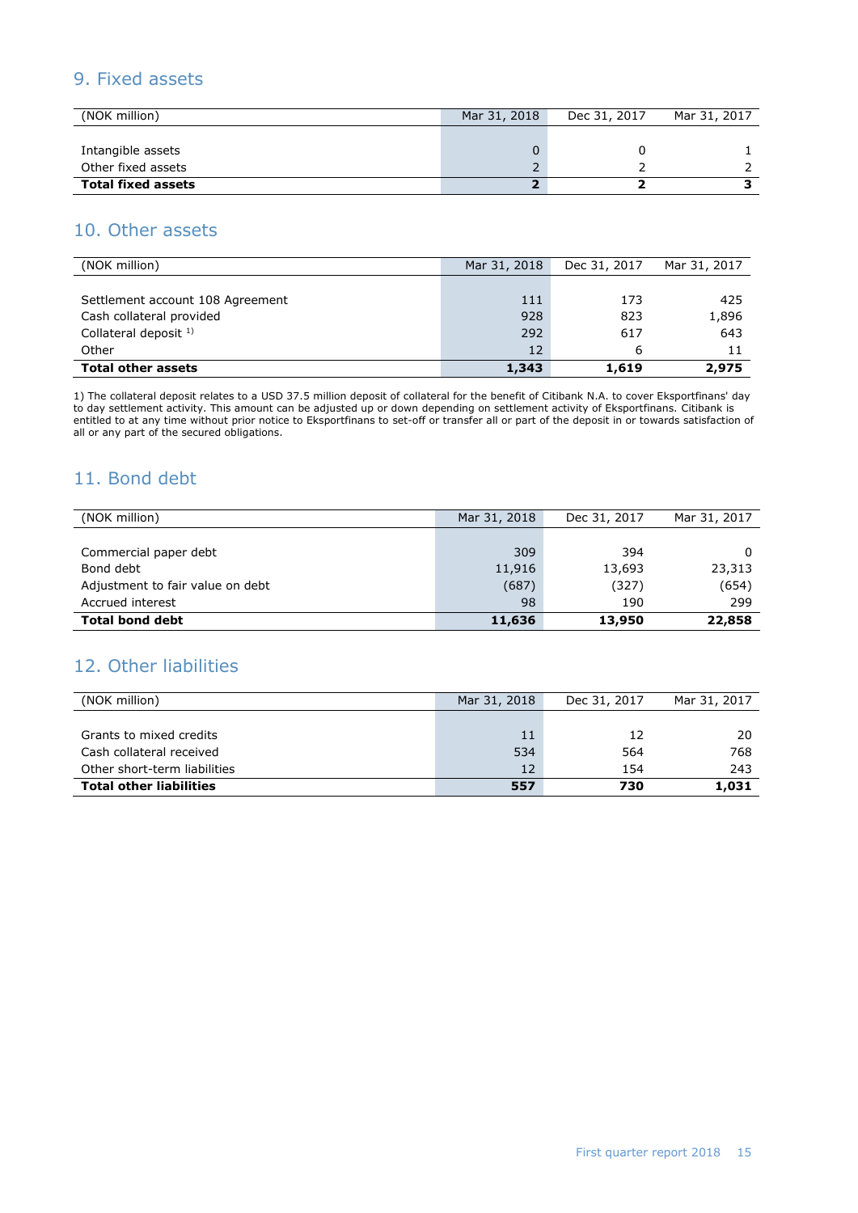## 9. Fixed assets

| (NOK million) | Mar 31, 2018 | Dec 31, 2017 | Mar 31, 2017 |
|---|---|---|---|
| Intangible assets | 0 | 0 | 1 |
| Other fixed assets | 2 | 2 | 2 |
| **Total fixed assets** | **2** | **2** | **3** |

## 10. Other assets

| (NOK million) | Mar 31, 2018 | Dec 31, 2017 | Mar 31, 2017 |
|---|---|---|---|
| Settlement account 108 Agreement | 111 | 173 | 425 |
| Cash collateral provided | 928 | 823 | 1,896 |
| Collateral deposit [1] | 292 | 617 | 643 |
| Other | 12 | 6 | 11 |
| **Total other assets** | **1,343** | **1,619** | **2,975** |

1) The collateral deposit relates to a USD 37.5 million deposit of collateral for the benefit of Citibank N.A. to cover Eksportfinans' day to day settlement activity. This amount can be adjusted up or down depending on settlement activity of Eksportfinans. Citibank is entitled to at any time without prior notice to Eksportfinans to set-off or transfer all or part of the deposit in or towards satisfaction of all or any part of the secured obligations.

## 11. Bond debt

| (NOK million) | Mar 31, 2018 | Dec 31, 2017 | Mar 31, 2017 |
|---|---|---|---|
| Commercial paper debt | 309 | 394 | 0 |
| Bond debt | 11,916 | 13,693 | 23,313 |
| Adjustment to fair value on debt | (687) | (327) | (654) |
| Accrued interest | 98 | 190 | 299 |
| **Total bond debt** | **11,636** | **13,950** | **22,858** |

## 12. Other liabilities

| (NOK million) | Mar 31, 2018 | Dec 31, 2017 | Mar 31, 2017 |
|---|---|---|---|
| Grants to mixed credits | 11 | 12 | 20 |
| Cash collateral received | 534 | 564 | 768 |
| Other short-term liabilities | 12 | 154 | 243 |
| **Total other liabilities** | **557** | **730** | **1,031** |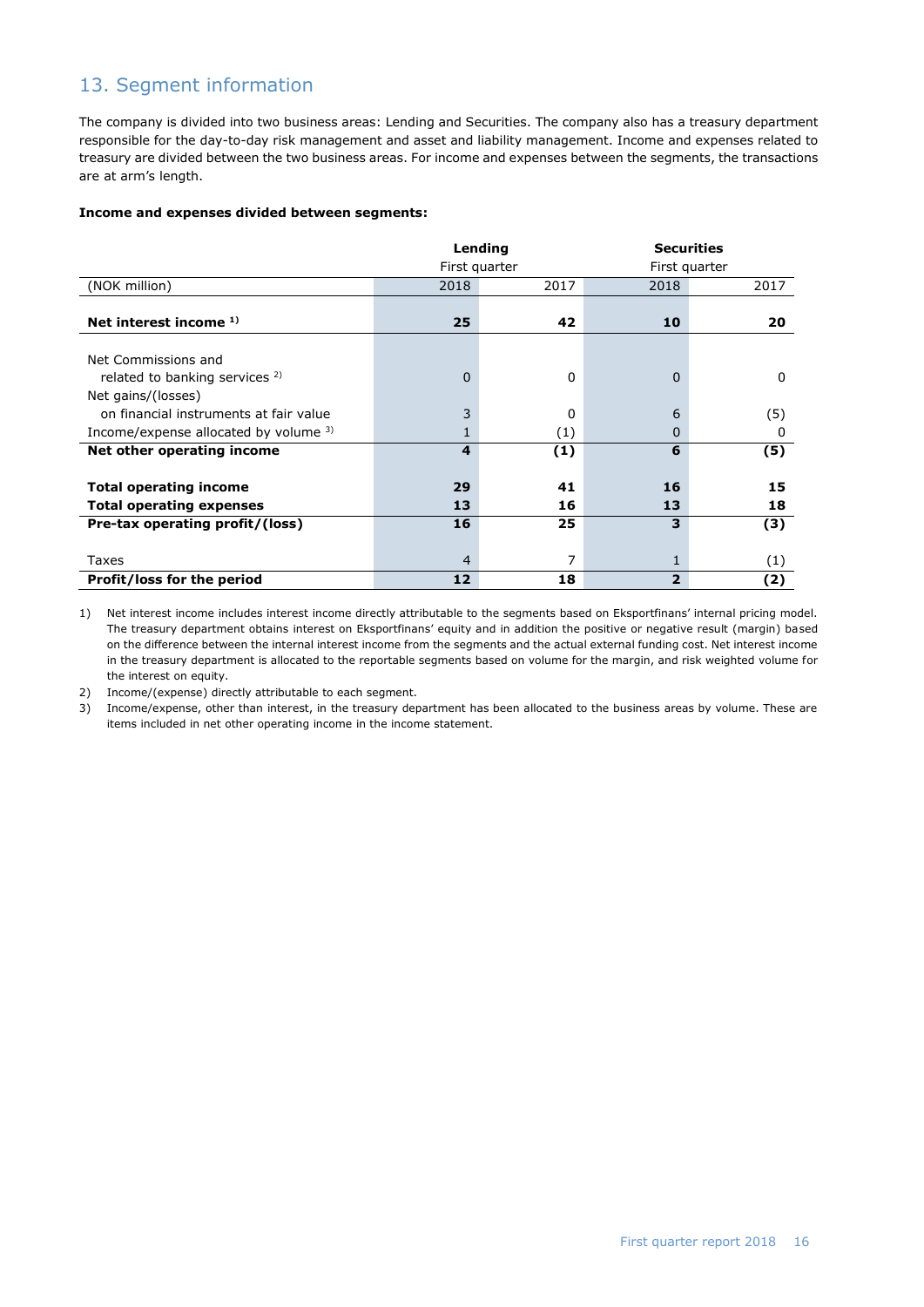## 13. Segment information

The company is divided into two business areas: Lending and Securities. The company also has a treasury department responsible for the day-to-day risk management and asset and liability management. Income and expenses related to treasury are divided between the two business areas. For income and expenses between the segments, the transactions are at arm's length.

**Income and expenses divided between segments:**

| | Lending | | Securities | |
|---|---|---|---|---|
| | First quarter | | First quarter | |
| (NOK million) | 2018 | 2017 | 2018 | 2017 |
| **Net interest income [1)]** | **25** | **42** | **10** | **20** |
| Net Commissions and related to banking services [2)] | 0 | 0 | 0 | 0 |
| Net gains/(losses) on financial instruments at fair value | 3 | 0 | 6 | (5) |
| Income/expense allocated by volume [3)] | 1 | (1) | 0 | 0 |
| **Net other operating income** | **4** | **(1)** | **6** | **(5)** |
| **Total operating income** | **29** | **41** | **16** | **15** |
| **Total operating expenses** | **13** | **16** | **13** | **18** |
| **Pre-tax operating profit/(loss)** | **16** | **25** | **3** | **(3)** |
| Taxes | 4 | 7 | 1 | (1) |
| **Profit/loss for the period** | **12** | **18** | **2** | **(2)** |

1) Net interest income includes interest income directly attributable to the segments based on Eksportfinans' internal pricing model. The treasury department obtains interest on Eksportfinans' equity and in addition the positive or negative result (margin) based on the difference between the internal interest income from the segments and the actual external funding cost. Net interest income in the treasury department is allocated to the reportable segments based on volume for the margin, and risk weighted volume for the interest on equity.

2) Income/(expense) directly attributable to each segment.

3) Income/expense, other than interest, in the treasury department has been allocated to the business areas by volume. These are items included in net other operating income in the income statement.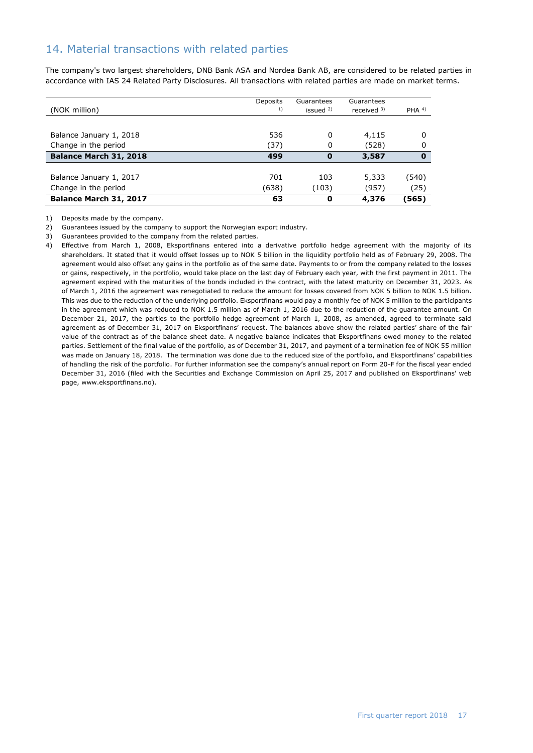## 14. Material transactions with related parties

The company's two largest shareholders, DNB Bank ASA and Nordea Bank AB, are considered to be related parties in accordance with IAS 24 Related Party Disclosures. All transactions with related parties are made on market terms.

| (NOK million) | Deposits [1] | Guarantees issued [2] | Guarantees received [3] | PHA [4] |
|---|---|---|---|---|
| Balance January 1, 2018 | 536 | 0 | 4,115 | 0 |
| Change in the period | (37) | 0 | (528) | 0 |
| **Balance March 31, 2018** | **499** | **0** | **3,587** | **0** |
| Balance January 1, 2017 | 701 | 103 | 5,333 | (540) |
| Change in the period | (638) | (103) | (957) | (25) |
| **Balance March 31, 2017** | **63** | **0** | **4,376** | **(565)** |

1) Deposits made by the company.

2) Guarantees issued by the company to support the Norwegian export industry.

3) Guarantees provided to the company from the related parties.

4) Effective from March 1, 2008, Eksportfinans entered into a derivative portfolio hedge agreement with the majority of its shareholders. It stated that it would offset losses up to NOK 5 billion in the liquidity portfolio held as of February 29, 2008. The agreement would also offset any gains in the portfolio as of the same date. Payments to or from the company related to the losses or gains, respectively, in the portfolio, would take place on the last day of February each year, with the first payment in 2011. The agreement expired with the maturities of the bonds included in the contract, with the latest maturity on December 31, 2023. As of March 1, 2016 the agreement was renegotiated to reduce the amount for losses covered from NOK 5 billion to NOK 1.5 billion. This was due to the reduction of the underlying portfolio. Eksportfinans would pay a monthly fee of NOK 5 million to the participants in the agreement which was reduced to NOK 1.5 million as of March 1, 2016 due to the reduction of the guarantee amount. On December 21, 2017, the parties to the portfolio hedge agreement of March 1, 2008, as amended, agreed to terminate said agreement as of December 31, 2017 on Eksportfinans' request. The balances above show the related parties' share of the fair value of the contract as of the balance sheet date. A negative balance indicates that Eksportfinans owed money to the related parties. Settlement of the final value of the portfolio, as of December 31, 2017, and payment of a termination fee of NOK 55 million was made on January 18, 2018. The termination was done due to the reduced size of the portfolio, and Eksportfinans' capabilities of handling the risk of the portfolio. For further information see the company's annual report on Form 20-F for the fiscal year ended December 31, 2016 (filed with the Securities and Exchange Commission on April 25, 2017 and published on Eksportfinans' web page, www.eksportfinans.no).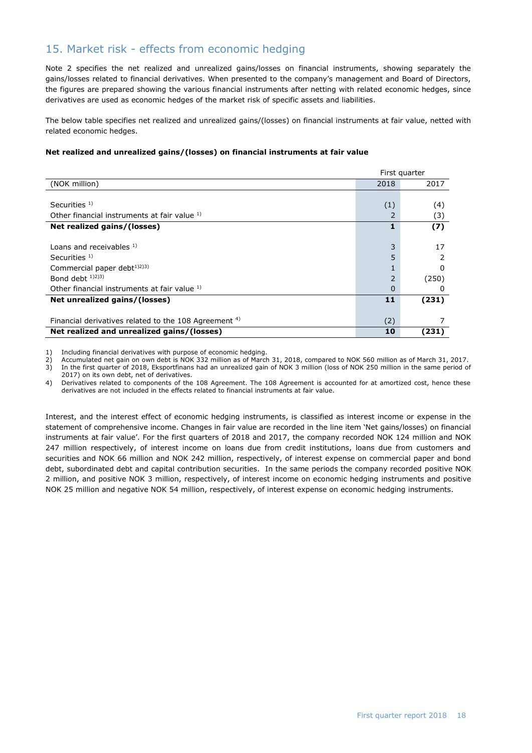## 15. Market risk - effects from economic hedging

Note 2 specifies the net realized and unrealized gains/losses on financial instruments, showing separately the gains/losses related to financial derivatives. When presented to the company's management and Board of Directors, the figures are prepared showing the various financial instruments after netting with related economic hedges, since derivatives are used as economic hedges of the market risk of specific assets and liabilities.

The below table specifies net realized and unrealized gains/(losses) on financial instruments at fair value, netted with related economic hedges.

**Net realized and unrealized gains/(losses) on financial instruments at fair value**

| | First quarter | |
|---|---|---|
| (NOK million) | 2018 | 2017 |
| Securities [1] | (1) | (4) |
| Other financial instruments at fair value [1] | 2 | (3) |
| **Net realized gains/(losses)** | **1** | **(7)** |
| Loans and receivables [1] | 3 | 17 |
| Securities [1] | 5 | 2 |
| Commercial paper debt[1)2)3)] | 1 | 0 |
| Bond debt [1)2)3)] | 2 | (250) |
| Other financial instruments at fair value [1] | 0 | 0 |
| **Net unrealized gains/(losses)** | **11** | **(231)** |
| Financial derivatives related to the 108 Agreement [4] | (2) | 7 |
| **Net realized and unrealized gains/(losses)** | **10** | **(231)** |

1) Including financial derivatives with purpose of economic hedging.
2) Accumulated net gain on own debt is NOK 332 million as of March 31, 2018, compared to NOK 560 million as of March 31, 2017.
3) In the first quarter of 2018, Eksportfinans had an unrealized gain of NOK 3 million (loss of NOK 250 million in the same period of 2017) on its own debt, net of derivatives.
4) Derivatives related to components of the 108 Agreement. The 108 Agreement is accounted for at amortized cost, hence these derivatives are not included in the effects related to financial instruments at fair value.

Interest, and the interest effect of economic hedging instruments, is classified as interest income or expense in the statement of comprehensive income. Changes in fair value are recorded in the line item 'Net gains/losses) on financial instruments at fair value'. For the first quarters of 2018 and 2017, the company recorded NOK 124 million and NOK 247 million respectively, of interest income on loans due from credit institutions, loans due from customers and securities and NOK 66 million and NOK 242 million, respectively, of interest expense on commercial paper and bond debt, subordinated debt and capital contribution securities. In the same periods the company recorded positive NOK 2 million, and positive NOK 3 million, respectively, of interest income on economic hedging instruments and positive NOK 25 million and negative NOK 54 million, respectively, of interest expense on economic hedging instruments.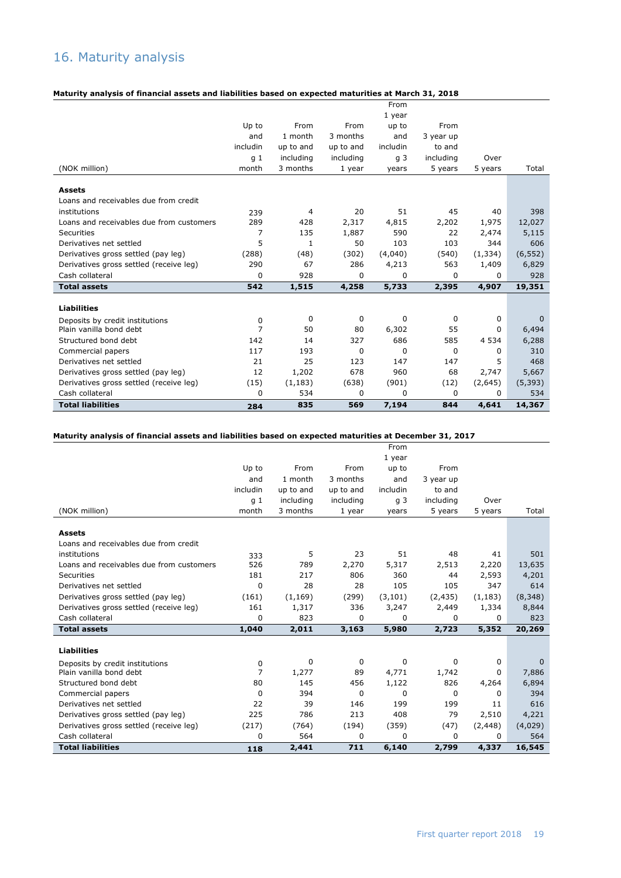# 16. Maturity analysis

**Maturity analysis of financial assets and liabilities based on expected maturities at March 31, 2018**

| (NOK million) | Up to and including 1 month | From 1 month up to and including 3 months | From 3 months up to and including 1 year | From 1 year up to and including 3 years | From 3 year up to and including 5 years | Over 5 years | Total |
|---|---|---|---|---|---|---|---|
| **Assets** | | | | | | | |
| Loans and receivables due from credit institutions | 239 | 4 | 20 | 51 | 45 | 40 | 398 |
| Loans and receivables due from customers | 289 | 428 | 2,317 | 4,815 | 2,202 | 1,975 | 12,027 |
| Securities | 7 | 135 | 1,887 | 590 | 22 | 2,474 | 5,115 |
| Derivatives net settled | 5 | 1 | 50 | 103 | 103 | 344 | 606 |
| Derivatives gross settled (pay leg) | (288) | (48) | (302) | (4,040) | (540) | (1,334) | (6,552) |
| Derivatives gross settled (receive leg) | 290 | 67 | 286 | 4,213 | 563 | 1,409 | 6,829 |
| Cash collateral | 0 | 928 | 0 | 0 | 0 | 0 | 928 |
| **Total assets** | **542** | **1,515** | **4,258** | **5,733** | **2,395** | **4,907** | **19,351** |
| **Liabilities** | | | | | | | |
| Deposits by credit institutions | 0 | 0 | 0 | 0 | 0 | 0 | 0 |
| Plain vanilla bond debt | 7 | 50 | 80 | 6,302 | 55 | 0 | 6,494 |
| Structured bond debt | 142 | 14 | 327 | 686 | 585 | 4 534 | 6,288 |
| Commercial papers | 117 | 193 | 0 | 0 | 0 | 0 | 310 |
| Derivatives net settled | 21 | 25 | 123 | 147 | 147 | 5 | 468 |
| Derivatives gross settled (pay leg) | 12 | 1,202 | 678 | 960 | 68 | 2,747 | 5,667 |
| Derivatives gross settled (receive leg) | (15) | (1,183) | (638) | (901) | (12) | (2,645) | (5,393) |
| Cash collateral | 0 | 534 | 0 | 0 | 0 | 0 | 534 |
| **Total liabilities** | **284** | **835** | **569** | **7,194** | **844** | **4,641** | **14,367** |

**Maturity analysis of financial assets and liabilities based on expected maturities at December 31, 2017**

| (NOK million) | Up to and including 1 month | From 1 month up to and including 3 months | From 3 months up to and including 1 year | From 1 year up to and including 3 years | From 3 year up to and including 5 years | Over 5 years | Total |
|---|---|---|---|---|---|---|---|
| **Assets** | | | | | | | |
| Loans and receivables due from credit institutions | 333 | 5 | 23 | 51 | 48 | 41 | 501 |
| Loans and receivables due from customers | 526 | 789 | 2,270 | 5,317 | 2,513 | 2,220 | 13,635 |
| Securities | 181 | 217 | 806 | 360 | 44 | 2,593 | 4,201 |
| Derivatives net settled | 0 | 28 | 28 | 105 | 105 | 347 | 614 |
| Derivatives gross settled (pay leg) | (161) | (1,169) | (299) | (3,101) | (2,435) | (1,183) | (8,348) |
| Derivatives gross settled (receive leg) | 161 | 1,317 | 336 | 3,247 | 2,449 | 1,334 | 8,844 |
| Cash collateral | 0 | 823 | 0 | 0 | 0 | 0 | 823 |
| **Total assets** | **1,040** | **2,011** | **3,163** | **5,980** | **2,723** | **5,352** | **20,269** |
| **Liabilities** | | | | | | | |
| Deposits by credit institutions | 0 | 0 | 0 | 0 | 0 | 0 | 0 |
| Plain vanilla bond debt | 7 | 1,277 | 89 | 4,771 | 1,742 | 0 | 7,886 |
| Structured bond debt | 80 | 145 | 456 | 1,122 | 826 | 4,264 | 6,894 |
| Commercial papers | 0 | 394 | 0 | 0 | 0 | 0 | 394 |
| Derivatives net settled | 22 | 39 | 146 | 199 | 199 | 11 | 616 |
| Derivatives gross settled (pay leg) | 225 | 786 | 213 | 408 | 79 | 2,510 | 4,221 |
| Derivatives gross settled (receive leg) | (217) | (764) | (194) | (359) | (47) | (2,448) | (4,029) |
| Cash collateral | 0 | 564 | 0 | 0 | 0 | 0 | 564 |
| **Total liabilities** | **118** | **2,441** | **711** | **6,140** | **2,799** | **4,337** | **16,545** |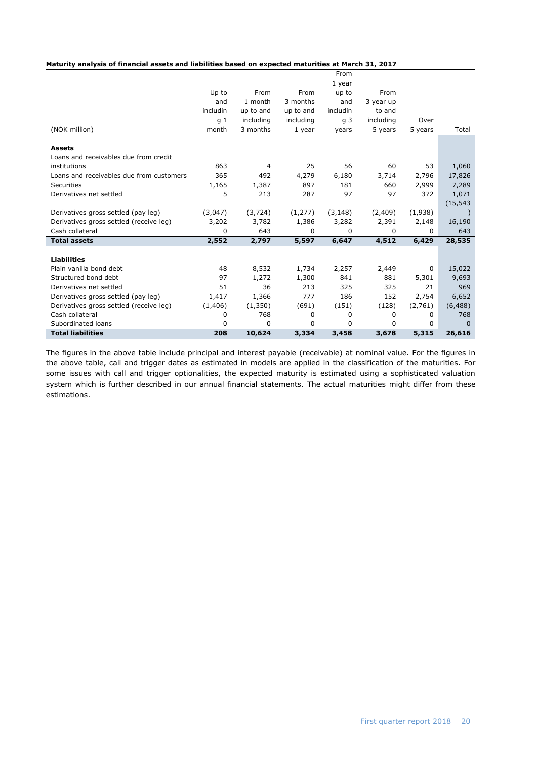**Maturity analysis of financial assets and liabilities based on expected maturities at March 31, 2017**

| (NOK million) | Up to and including 1 month | From 1 month up to and including 3 months | From 3 months up to and including 1 year | From 1 year up to and including 3 years | From 3 year up to and including 5 years | Over 5 years | Total |
|---|---|---|---|---|---|---|---|
| **Assets** | | | | | | | |
| Loans and receivables due from credit institutions | 863 | 4 | 25 | 56 | 60 | 53 | 1,060 |
| Loans and receivables due from customers | 365 | 492 | 4,279 | 6,180 | 3,714 | 2,796 | 17,826 |
| Securities | 1,165 | 1,387 | 897 | 181 | 660 | 2,999 | 7,289 |
| Derivatives net settled | 5 | 213 | 287 | 97 | 97 | 372 | 1,071 |
| Derivatives gross settled (pay leg) | (3,047) | (3,724) | (1,277) | (3,148) | (2,409) | (1,938) | (15,543) |
| Derivatives gross settled (receive leg) | 3,202 | 3,782 | 1,386 | 3,282 | 2,391 | 2,148 | 16,190 |
| Cash collateral | 0 | 643 | 0 | 0 | 0 | 0 | 643 |
| **Total assets** | **2,552** | **2,797** | **5,597** | **6,647** | **4,512** | **6,429** | **28,535** |
| **Liabilities** | | | | | | | |
| Plain vanilla bond debt | 48 | 8,532 | 1,734 | 2,257 | 2,449 | 0 | 15,022 |
| Structured bond debt | 97 | 1,272 | 1,300 | 841 | 881 | 5,301 | 9,693 |
| Derivatives net settled | 51 | 36 | 213 | 325 | 325 | 21 | 969 |
| Derivatives gross settled (pay leg) | 1,417 | 1,366 | 777 | 186 | 152 | 2,754 | 6,652 |
| Derivatives gross settled (receive leg) | (1,406) | (1,350) | (691) | (151) | (128) | (2,761) | (6,488) |
| Cash collateral | 0 | 768 | 0 | 0 | 0 | 0 | 768 |
| Subordinated loans | 0 | 0 | 0 | 0 | 0 | 0 | 0 |
| **Total liabilities** | **208** | **10,624** | **3,334** | **3,458** | **3,678** | **5,315** | **26,616** |

The figures in the above table include principal and interest payable (receivable) at nominal value. For the figures in the above table, call and trigger dates as estimated in models are applied in the classification of the maturities. For some issues with call and trigger optionalities, the expected maturity is estimated using a sophisticated valuation system which is further described in our annual financial statements. The actual maturities might differ from these estimations.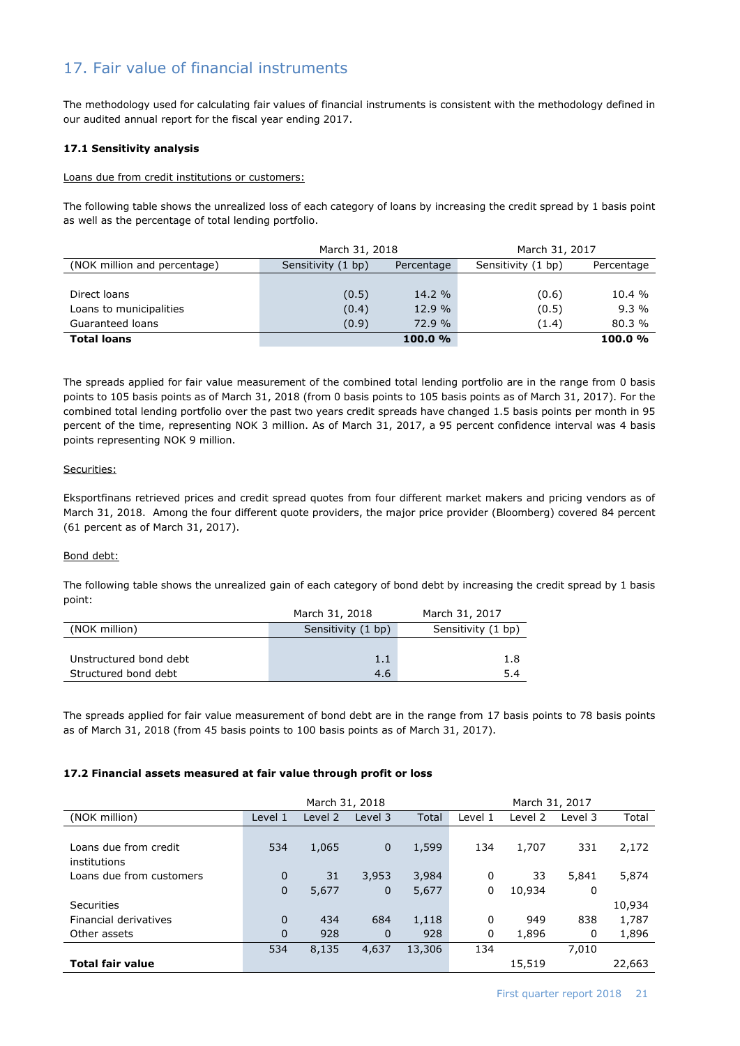## 17. Fair value of financial instruments

The methodology used for calculating fair values of financial instruments is consistent with the methodology defined in our audited annual report for the fiscal year ending 2017.

### 17.1 Sensitivity analysis

Loans due from credit institutions or customers:

The following table shows the unrealized loss of each category of loans by increasing the credit spread by 1 basis point as well as the percentage of total lending portfolio.

| | March 31, 2018 | | March 31, 2017 | |
|---|---|---|---|---|
| (NOK million and percentage) | Sensitivity (1 bp) | Percentage | Sensitivity (1 bp) | Percentage |
| Direct loans | (0.5) | 14.2 % | (0.6) | 10.4 % |
| Loans to municipalities | (0.4) | 12.9 % | (0.5) | 9.3 % |
| Guaranteed loans | (0.9) | 72.9 % | (1.4) | 80.3 % |
| **Total loans** | | **100.0 %** | | **100.0 %** |

The spreads applied for fair value measurement of the combined total lending portfolio are in the range from 0 basis points to 105 basis points as of March 31, 2018 (from 0 basis points to 105 basis points as of March 31, 2017). For the combined total lending portfolio over the past two years credit spreads have changed 1.5 basis points per month in 95 percent of the time, representing NOK 3 million. As of March 31, 2017, a 95 percent confidence interval was 4 basis points representing NOK 9 million.

Securities:

Eksportfinans retrieved prices and credit spread quotes from four different market makers and pricing vendors as of March 31, 2018. Among the four different quote providers, the major price provider (Bloomberg) covered 84 percent (61 percent as of March 31, 2017).

Bond debt:

The following table shows the unrealized gain of each category of bond debt by increasing the credit spread by 1 basis point:

| | March 31, 2018 | March 31, 2017 |
|---|---|---|
| (NOK million) | Sensitivity (1 bp) | Sensitivity (1 bp) |
| Unstructured bond debt | 1.1 | 1.8 |
| Structured bond debt | 4.6 | 5.4 |

The spreads applied for fair value measurement of bond debt are in the range from 17 basis points to 78 basis points as of March 31, 2018 (from 45 basis points to 100 basis points as of March 31, 2017).

### 17.2 Financial assets measured at fair value through profit or loss

| | March 31, 2018 | | | | March 31, 2017 | | | |
|---|---|---|---|---|---|---|---|---|
| (NOK million) | Level 1 | Level 2 | Level 3 | Total | Level 1 | Level 2 | Level 3 | Total |
| Loans due from credit institutions | 534 | 1,065 | 0 | 1,599 | 134 | 1,707 | 331 | 2,172 |
| Loans due from customers | 0 | 31 | 3,953 | 3,984 | 0 | 33 | 5,841 | 5,874 |
| Securities | 0 | 5,677 | 0 | 5,677 | 0 | 10,934 | 0 | 10,934 |
| Financial derivatives | 0 | 434 | 684 | 1,118 | 0 | 949 | 838 | 1,787 |
| Other assets | 0 | 928 | 0 | 928 | 0 | 1,896 | 0 | 1,896 |
| **Total fair value** | 534 | 8,135 | 4,637 | 13,306 | 134 | 15,519 | 7,010 | 22,663 |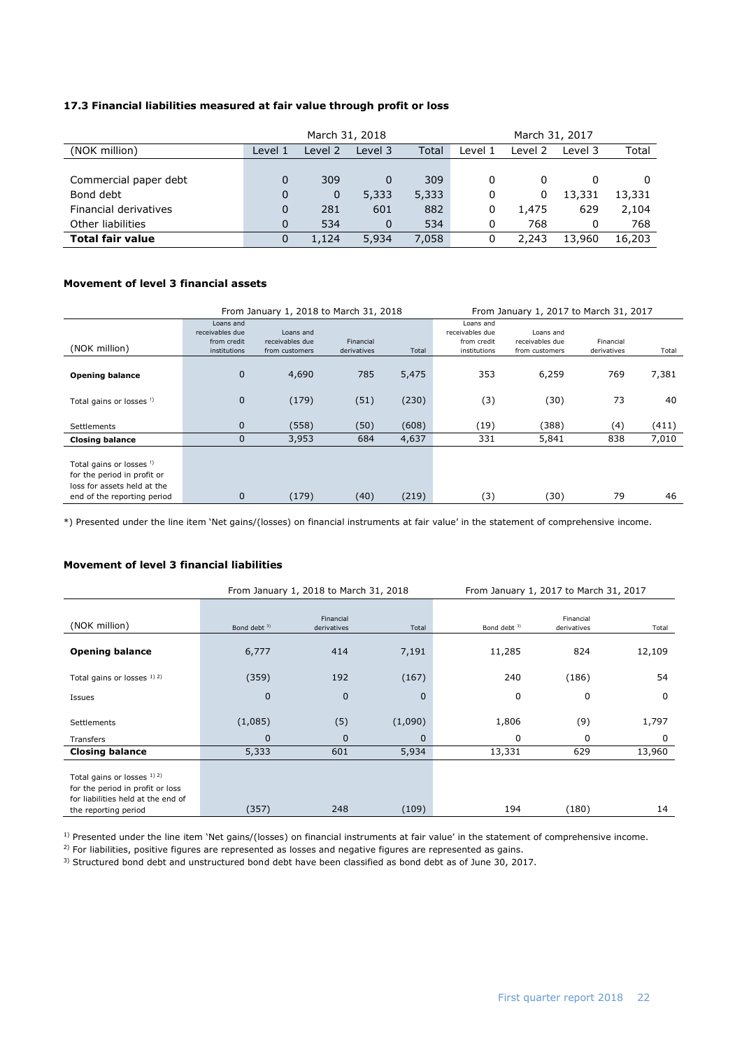### 17.3 Financial liabilities measured at fair value through profit or loss

| | March 31, 2018 | | | | March 31, 2017 | | | |
|---|---|---|---|---|---|---|---|---|
| (NOK million) | Level 1 | Level 2 | Level 3 | Total | Level 1 | Level 2 | Level 3 | Total |
| Commercial paper debt | 0 | 309 | 0 | 309 | 0 | 0 | 0 | 0 |
| Bond debt | 0 | 0 | 5,333 | 5,333 | 0 | 0 | 13,331 | 13,331 |
| Financial derivatives | 0 | 281 | 601 | 882 | 0 | 1,475 | 629 | 2,104 |
| Other liabilities | 0 | 534 | 0 | 534 | 0 | 768 | 0 | 768 |
| **Total fair value** | 0 | 1,124 | 5,934 | 7,058 | 0 | 2,243 | 13,960 | 16,203 |

### Movement of level 3 financial assets

| | From January 1, 2018 to March 31, 2018 | | | | From January 1, 2017 to March 31, 2017 | | | |
|---|---|---|---|---|---|---|---|---|
| (NOK million) | Loans and receivables due from credit institutions | Loans and receivables due from customers | Financial derivatives | Total | Loans and receivables due from credit institutions | Loans and receivables due from customers | Financial derivatives | Total |
| **Opening balance** | 0 | 4,690 | 785 | 5,475 | 353 | 6,259 | 769 | 7,381 |
| Total gains or losses [1] | 0 | (179) | (51) | (230) | (3) | (30) | 73 | 40 |
| Settlements | 0 | (558) | (50) | (608) | (19) | (388) | (4) | (411) |
| **Closing balance** | 0 | 3,953 | 684 | 4,637 | 331 | 5,841 | 838 | 7,010 |
| Total gains or losses [1] for the period in profit or loss for assets held at the end of the reporting period | 0 | (179) | (40) | (219) | (3) | (30) | 79 | 46 |

*) Presented under the line item 'Net gains/(losses) on financial instruments at fair value' in the statement of comprehensive income.

### Movement of level 3 financial liabilities

| | From January 1, 2018 to March 31, 2018 | | | From January 1, 2017 to March 31, 2017 | | |
|---|---|---|---|---|---|---|
| (NOK million) | Bond debt [3] | Financial derivatives | Total | Bond debt [3] | Financial derivatives | Total |
| **Opening balance** | 6,777 | 414 | 7,191 | 11,285 | 824 | 12,109 |
| Total gains or losses [1) 2)] | (359) | 192 | (167) | 240 | (186) | 54 |
| Issues | 0 | 0 | 0 | 0 | 0 | 0 |
| Settlements | (1,085) | (5) | (1,090) | 1,806 | (9) | 1,797 |
| Transfers | 0 | 0 | 0 | 0 | 0 | 0 |
| **Closing balance** | 5,333 | 601 | 5,934 | 13,331 | 629 | 13,960 |
| Total gains or losses [1) 2)] for the period in profit or loss for liabilities held at the end of the reporting period | (357) | 248 | (109) | 194 | (180) | 14 |

[1] Presented under the line item 'Net gains/(losses) on financial instruments at fair value' in the statement of comprehensive income.

[2] For liabilities, positive figures are represented as losses and negative figures are represented as gains.

[3] Structured bond debt and unstructured bond debt have been classified as bond debt as of June 30, 2017.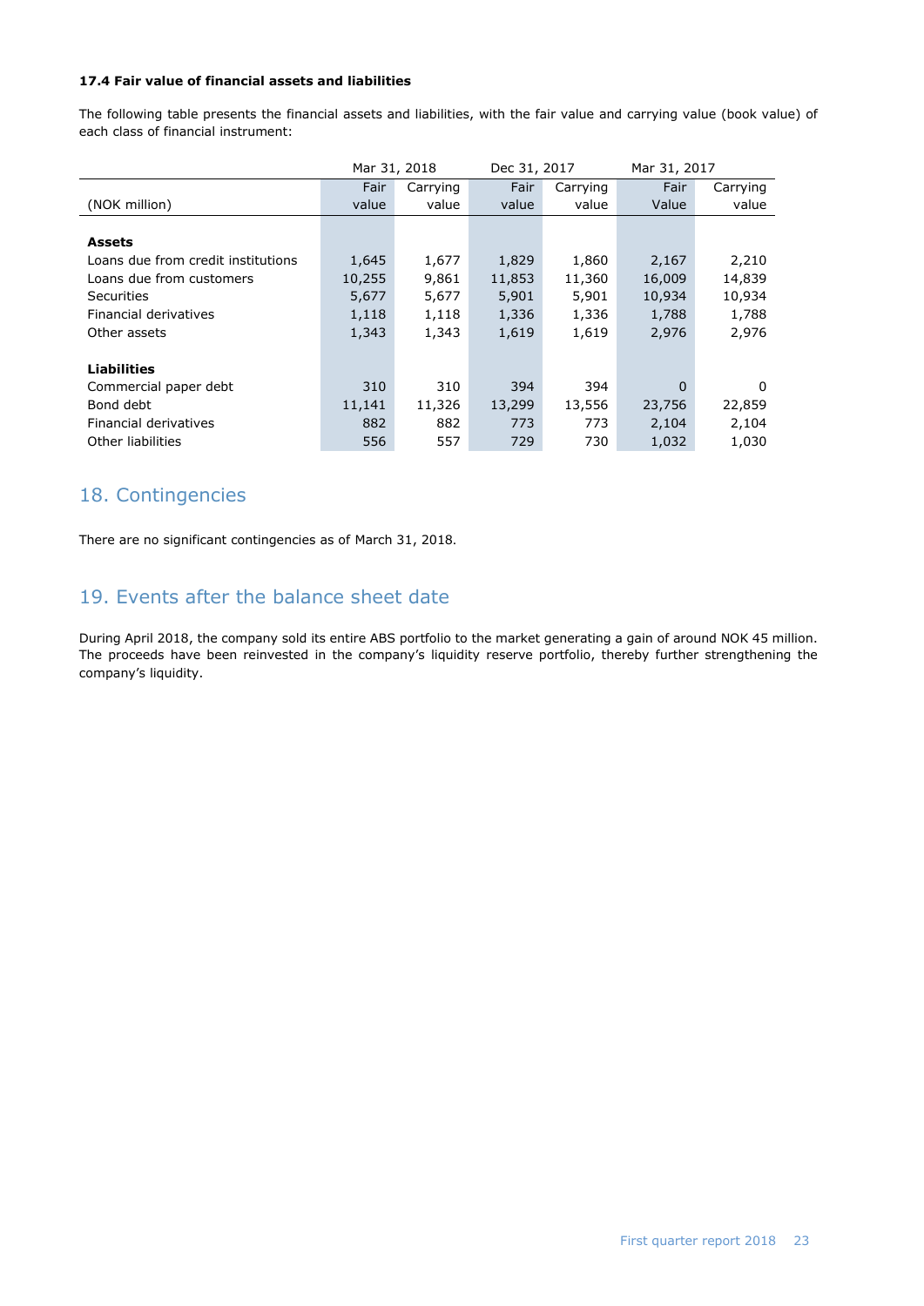#### 17.4 Fair value of financial assets and liabilities

The following table presents the financial assets and liabilities, with the fair value and carrying value (book value) of each class of financial instrument:

| | Mar 31, 2018 | | Dec 31, 2017 | | Mar 31, 2017 | |
|---|---|---|---|---|---|---|
| (NOK million) | Fair value | Carrying value | Fair value | Carrying value | Fair Value | Carrying value |
| **Assets** | | | | | | |
| Loans due from credit institutions | 1,645 | 1,677 | 1,829 | 1,860 | 2,167 | 2,210 |
| Loans due from customers | 10,255 | 9,861 | 11,853 | 11,360 | 16,009 | 14,839 |
| Securities | 5,677 | 5,677 | 5,901 | 5,901 | 10,934 | 10,934 |
| Financial derivatives | 1,118 | 1,118 | 1,336 | 1,336 | 1,788 | 1,788 |
| Other assets | 1,343 | 1,343 | 1,619 | 1,619 | 2,976 | 2,976 |
| **Liabilities** | | | | | | |
| Commercial paper debt | 310 | 310 | 394 | 394 | 0 | 0 |
| Bond debt | 11,141 | 11,326 | 13,299 | 13,556 | 23,756 | 22,859 |
| Financial derivatives | 882 | 882 | 773 | 773 | 2,104 | 2,104 |
| Other liabilities | 556 | 557 | 729 | 730 | 1,032 | 1,030 |

## 18. Contingencies

There are no significant contingencies as of March 31, 2018.

## 19. Events after the balance sheet date

During April 2018, the company sold its entire ABS portfolio to the market generating a gain of around NOK 45 million. The proceeds have been reinvested in the company's liquidity reserve portfolio, thereby further strengthening the company's liquidity.